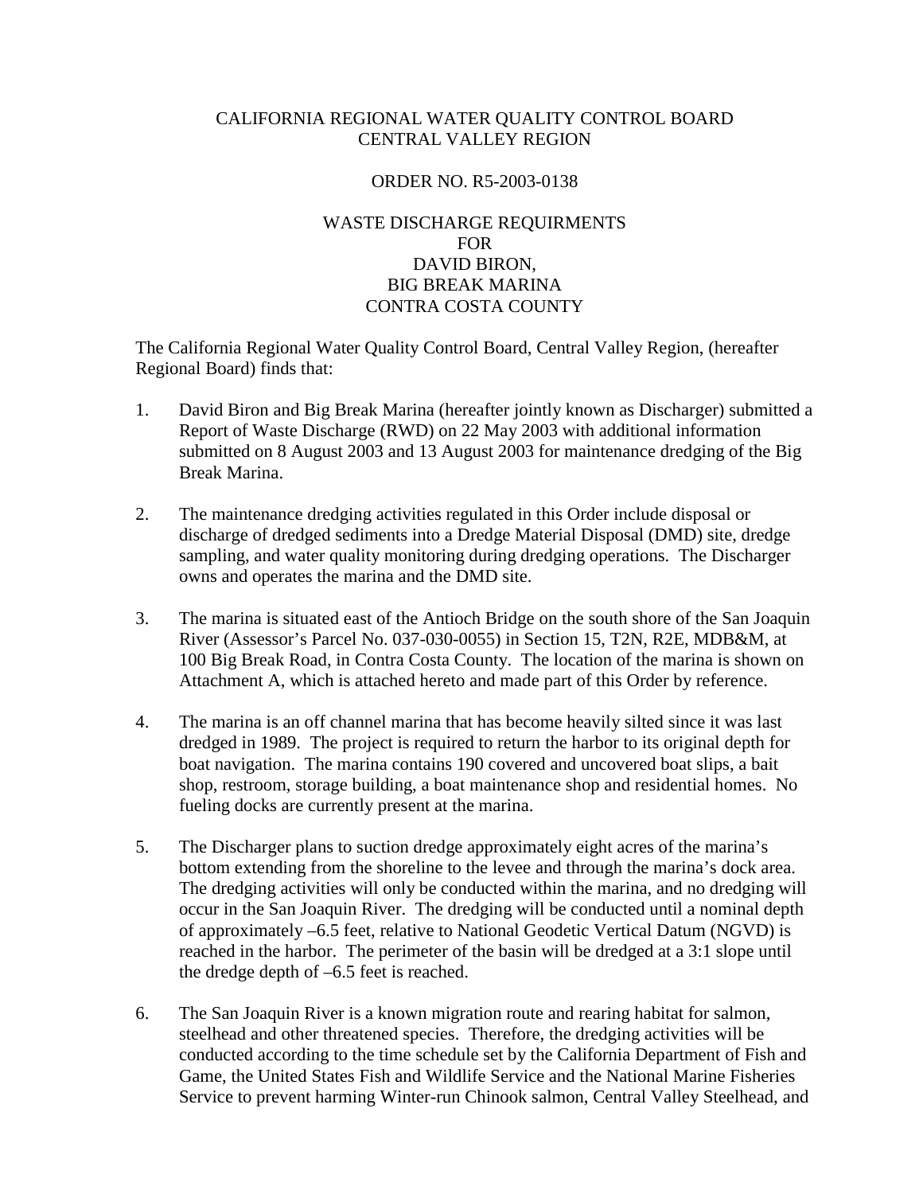CALIFORNIA REGIONAL WATER QUALITY CONTROL BOARD
CENTRAL VALLEY REGION

ORDER NO. R5-2003-0138

WASTE DISCHARGE REQUIRMENTS
FOR
DAVID BIRON,
BIG BREAK MARINA
CONTRA COSTA COUNTY

The California Regional Water Quality Control Board, Central Valley Region, (hereafter Regional Board) finds that:

1. David Biron and Big Break Marina (hereafter jointly known as Discharger) submitted a Report of Waste Discharge (RWD) on 22 May 2003 with additional information submitted on 8 August 2003 and 13 August 2003 for maintenance dredging of the Big Break Marina.

2. The maintenance dredging activities regulated in this Order include disposal or discharge of dredged sediments into a Dredge Material Disposal (DMD) site, dredge sampling, and water quality monitoring during dredging operations. The Discharger owns and operates the marina and the DMD site.

3. The marina is situated east of the Antioch Bridge on the south shore of the San Joaquin River (Assessor's Parcel No. 037-030-0055) in Section 15, T2N, R2E, MDB&M, at 100 Big Break Road, in Contra Costa County. The location of the marina is shown on Attachment A, which is attached hereto and made part of this Order by reference.

4. The marina is an off channel marina that has become heavily silted since it was last dredged in 1989. The project is required to return the harbor to its original depth for boat navigation. The marina contains 190 covered and uncovered boat slips, a bait shop, restroom, storage building, a boat maintenance shop and residential homes. No fueling docks are currently present at the marina.

5. The Discharger plans to suction dredge approximately eight acres of the marina's bottom extending from the shoreline to the levee and through the marina's dock area. The dredging activities will only be conducted within the marina, and no dredging will occur in the San Joaquin River. The dredging will be conducted until a nominal depth of approximately –6.5 feet, relative to National Geodetic Vertical Datum (NGVD) is reached in the harbor. The perimeter of the basin will be dredged at a 3:1 slope until the dredge depth of –6.5 feet is reached.

6. The San Joaquin River is a known migration route and rearing habitat for salmon, steelhead and other threatened species. Therefore, the dredging activities will be conducted according to the time schedule set by the California Department of Fish and Game, the United States Fish and Wildlife Service and the National Marine Fisheries Service to prevent harming Winter-run Chinook salmon, Central Valley Steelhead, and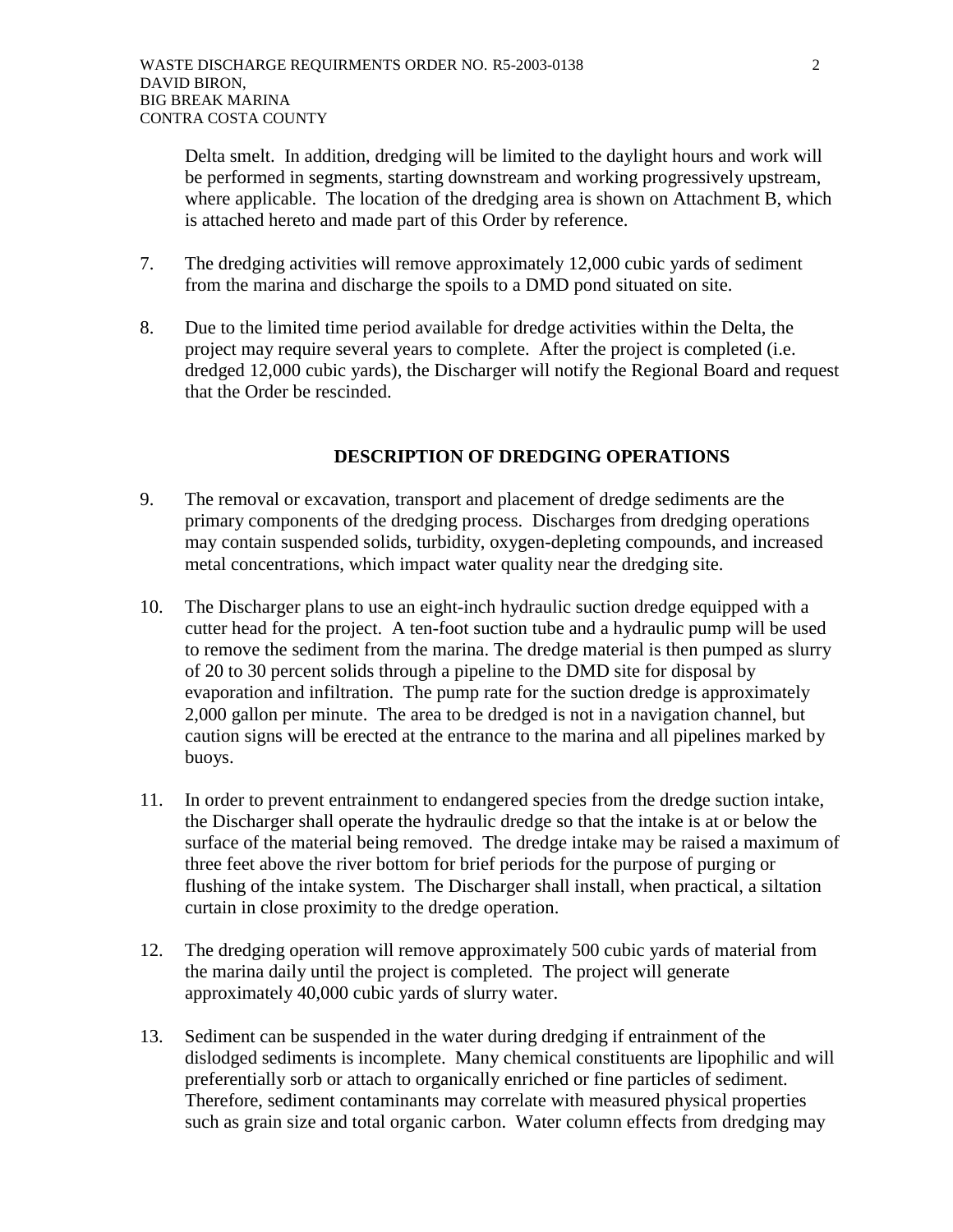Delta smelt. In addition, dredging will be limited to the daylight hours and work will be performed in segments, starting downstream and working progressively upstream, where applicable. The location of the dredging area is shown on Attachment B, which is attached hereto and made part of this Order by reference.

7. The dredging activities will remove approximately 12,000 cubic yards of sediment from the marina and discharge the spoils to a DMD pond situated on site.

8. Due to the limited time period available for dredge activities within the Delta, the project may require several years to complete. After the project is completed (i.e. dredged 12,000 cubic yards), the Discharger will notify the Regional Board and request that the Order be rescinded.

## DESCRIPTION OF DREDGING OPERATIONS

9. The removal or excavation, transport and placement of dredge sediments are the primary components of the dredging process. Discharges from dredging operations may contain suspended solids, turbidity, oxygen-depleting compounds, and increased metal concentrations, which impact water quality near the dredging site.

10. The Discharger plans to use an eight-inch hydraulic suction dredge equipped with a cutter head for the project. A ten-foot suction tube and a hydraulic pump will be used to remove the sediment from the marina. The dredge material is then pumped as slurry of 20 to 30 percent solids through a pipeline to the DMD site for disposal by evaporation and infiltration. The pump rate for the suction dredge is approximately 2,000 gallon per minute. The area to be dredged is not in a navigation channel, but caution signs will be erected at the entrance to the marina and all pipelines marked by buoys.

11. In order to prevent entrainment to endangered species from the dredge suction intake, the Discharger shall operate the hydraulic dredge so that the intake is at or below the surface of the material being removed. The dredge intake may be raised a maximum of three feet above the river bottom for brief periods for the purpose of purging or flushing of the intake system. The Discharger shall install, when practical, a siltation curtain in close proximity to the dredge operation.

12. The dredging operation will remove approximately 500 cubic yards of material from the marina daily until the project is completed. The project will generate approximately 40,000 cubic yards of slurry water.

13. Sediment can be suspended in the water during dredging if entrainment of the dislodged sediments is incomplete. Many chemical constituents are lipophilic and will preferentially sorb or attach to organically enriched or fine particles of sediment. Therefore, sediment contaminants may correlate with measured physical properties such as grain size and total organic carbon. Water column effects from dredging may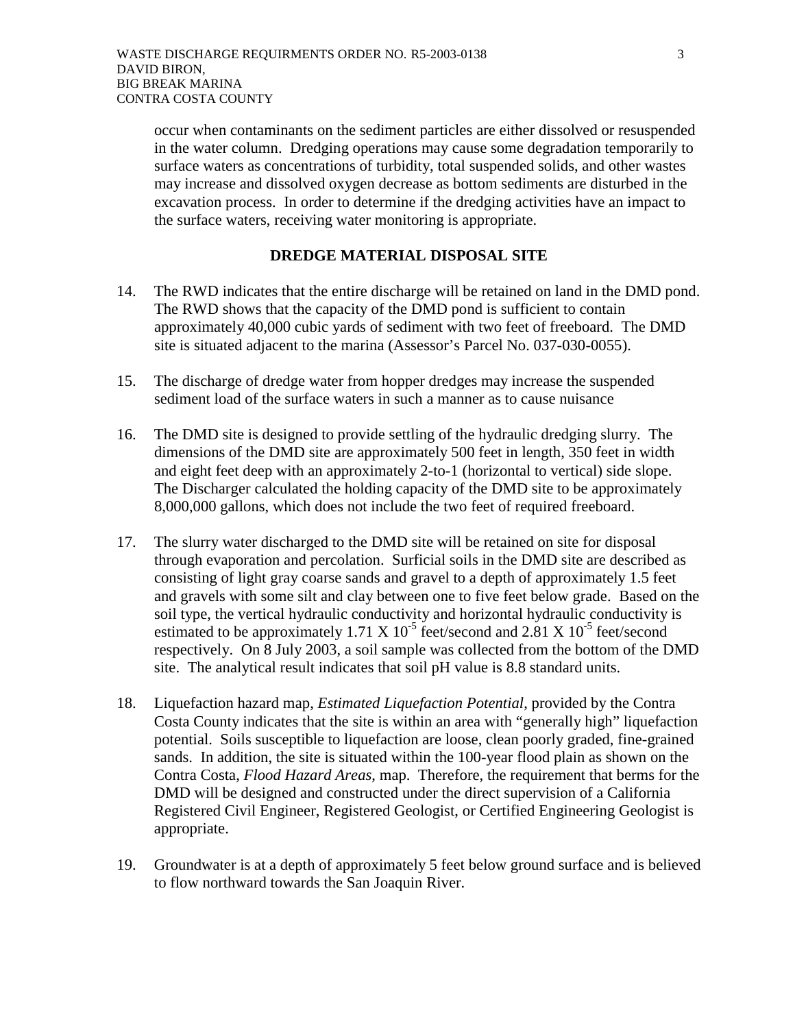occur when contaminants on the sediment particles are either dissolved or resuspended in the water column. Dredging operations may cause some degradation temporarily to surface waters as concentrations of turbidity, total suspended solids, and other wastes may increase and dissolved oxygen decrease as bottom sediments are disturbed in the excavation process. In order to determine if the dredging activities have an impact to the surface waters, receiving water monitoring is appropriate.

## DREDGE MATERIAL DISPOSAL SITE

14. The RWD indicates that the entire discharge will be retained on land in the DMD pond. The RWD shows that the capacity of the DMD pond is sufficient to contain approximately 40,000 cubic yards of sediment with two feet of freeboard. The DMD site is situated adjacent to the marina (Assessor's Parcel No. 037-030-0055).

15. The discharge of dredge water from hopper dredges may increase the suspended sediment load of the surface waters in such a manner as to cause nuisance

16. The DMD site is designed to provide settling of the hydraulic dredging slurry. The dimensions of the DMD site are approximately 500 feet in length, 350 feet in width and eight feet deep with an approximately 2-to-1 (horizontal to vertical) side slope. The Discharger calculated the holding capacity of the DMD site to be approximately 8,000,000 gallons, which does not include the two feet of required freeboard.

17. The slurry water discharged to the DMD site will be retained on site for disposal through evaporation and percolation. Surficial soils in the DMD site are described as consisting of light gray coarse sands and gravel to a depth of approximately 1.5 feet and gravels with some silt and clay between one to five feet below grade. Based on the soil type, the vertical hydraulic conductivity and horizontal hydraulic conductivity is estimated to be approximately $1.71 \times 10^{-5}$ feet/second and $2.81 \times 10^{-5}$ feet/second respectively. On 8 July 2003, a soil sample was collected from the bottom of the DMD site. The analytical result indicates that soil pH value is 8.8 standard units.

18. Liquefaction hazard map, *Estimated Liquefaction Potential*, provided by the Contra Costa County indicates that the site is within an area with "generally high" liquefaction potential. Soils susceptible to liquefaction are loose, clean poorly graded, fine-grained sands. In addition, the site is situated within the 100-year flood plain as shown on the Contra Costa, *Flood Hazard Areas*, map. Therefore, the requirement that berms for the DMD will be designed and constructed under the direct supervision of a California Registered Civil Engineer, Registered Geologist, or Certified Engineering Geologist is appropriate.

19. Groundwater is at a depth of approximately 5 feet below ground surface and is believed to flow northward towards the San Joaquin River.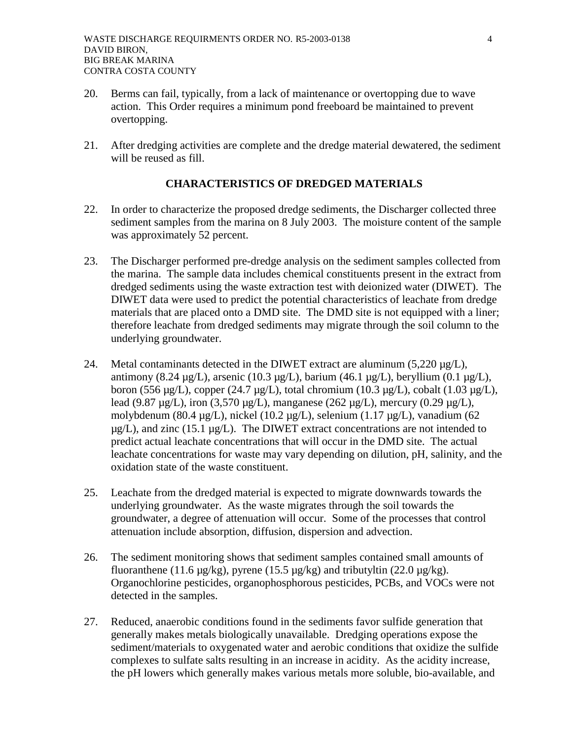20. Berms can fail, typically, from a lack of maintenance or overtopping due to wave action. This Order requires a minimum pond freeboard be maintained to prevent overtopping.

21. After dredging activities are complete and the dredge material dewatered, the sediment will be reused as fill.

## CHARACTERISTICS OF DREDGED MATERIALS

22. In order to characterize the proposed dredge sediments, the Discharger collected three sediment samples from the marina on 8 July 2003. The moisture content of the sample was approximately 52 percent.

23. The Discharger performed pre-dredge analysis on the sediment samples collected from the marina. The sample data includes chemical constituents present in the extract from dredged sediments using the waste extraction test with deionized water (DIWET). The DIWET data were used to predict the potential characteristics of leachate from dredge materials that are placed onto a DMD site. The DMD site is not equipped with a liner; therefore leachate from dredged sediments may migrate through the soil column to the underlying groundwater.

24. Metal contaminants detected in the DIWET extract are aluminum (5,220 µg/L), antimony (8.24 µg/L), arsenic (10.3 µg/L), barium (46.1 µg/L), beryllium (0.1 µg/L), boron (556 µg/L), copper (24.7 µg/L), total chromium (10.3 µg/L), cobalt (1.03 µg/L), lead (9.87 µg/L), iron (3,570 µg/L), manganese (262 µg/L), mercury (0.29 µg/L), molybdenum (80.4 µg/L), nickel (10.2 µg/L), selenium (1.17 µg/L), vanadium (62 µg/L), and zinc (15.1 µg/L). The DIWET extract concentrations are not intended to predict actual leachate concentrations that will occur in the DMD site. The actual leachate concentrations for waste may vary depending on dilution, pH, salinity, and the oxidation state of the waste constituent.

25. Leachate from the dredged material is expected to migrate downwards towards the underlying groundwater. As the waste migrates through the soil towards the groundwater, a degree of attenuation will occur. Some of the processes that control attenuation include absorption, diffusion, dispersion and advection.

26. The sediment monitoring shows that sediment samples contained small amounts of fluoranthene (11.6 µg/kg), pyrene (15.5 µg/kg) and tributyltin (22.0 µg/kg). Organochlorine pesticides, organophosphorous pesticides, PCBs, and VOCs were not detected in the samples.

27. Reduced, anaerobic conditions found in the sediments favor sulfide generation that generally makes metals biologically unavailable. Dredging operations expose the sediment/materials to oxygenated water and aerobic conditions that oxidize the sulfide complexes to sulfate salts resulting in an increase in acidity. As the acidity increase, the pH lowers which generally makes various metals more soluble, bio-available, and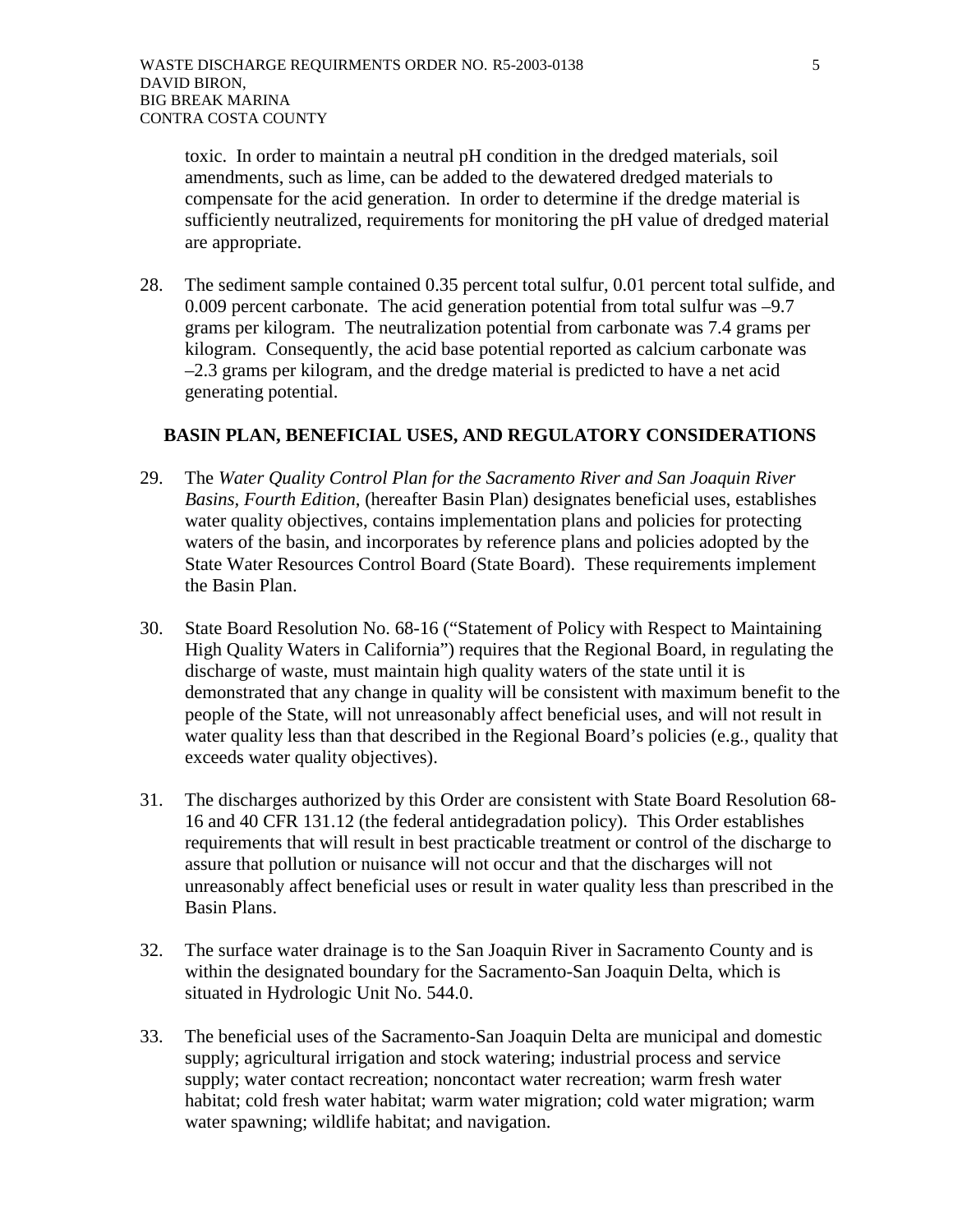toxic. In order to maintain a neutral pH condition in the dredged materials, soil amendments, such as lime, can be added to the dewatered dredged materials to compensate for the acid generation. In order to determine if the dredge material is sufficiently neutralized, requirements for monitoring the pH value of dredged material are appropriate.

28. The sediment sample contained 0.35 percent total sulfur, 0.01 percent total sulfide, and 0.009 percent carbonate. The acid generation potential from total sulfur was –9.7 grams per kilogram. The neutralization potential from carbonate was 7.4 grams per kilogram. Consequently, the acid base potential reported as calcium carbonate was –2.3 grams per kilogram, and the dredge material is predicted to have a net acid generating potential.

## BASIN PLAN, BENEFICIAL USES, AND REGULATORY CONSIDERATIONS

29. The *Water Quality Control Plan for the Sacramento River and San Joaquin River Basins, Fourth Edition*, (hereafter Basin Plan) designates beneficial uses, establishes water quality objectives, contains implementation plans and policies for protecting waters of the basin, and incorporates by reference plans and policies adopted by the State Water Resources Control Board (State Board). These requirements implement the Basin Plan.

30. State Board Resolution No. 68-16 ("Statement of Policy with Respect to Maintaining High Quality Waters in California") requires that the Regional Board, in regulating the discharge of waste, must maintain high quality waters of the state until it is demonstrated that any change in quality will be consistent with maximum benefit to the people of the State, will not unreasonably affect beneficial uses, and will not result in water quality less than that described in the Regional Board's policies (e.g., quality that exceeds water quality objectives).

31. The discharges authorized by this Order are consistent with State Board Resolution 68-16 and 40 CFR 131.12 (the federal antidegradation policy). This Order establishes requirements that will result in best practicable treatment or control of the discharge to assure that pollution or nuisance will not occur and that the discharges will not unreasonably affect beneficial uses or result in water quality less than prescribed in the Basin Plans.

32. The surface water drainage is to the San Joaquin River in Sacramento County and is within the designated boundary for the Sacramento-San Joaquin Delta, which is situated in Hydrologic Unit No. 544.0.

33. The beneficial uses of the Sacramento-San Joaquin Delta are municipal and domestic supply; agricultural irrigation and stock watering; industrial process and service supply; water contact recreation; noncontact water recreation; warm fresh water habitat; cold fresh water habitat; warm water migration; cold water migration; warm water spawning; wildlife habitat; and navigation.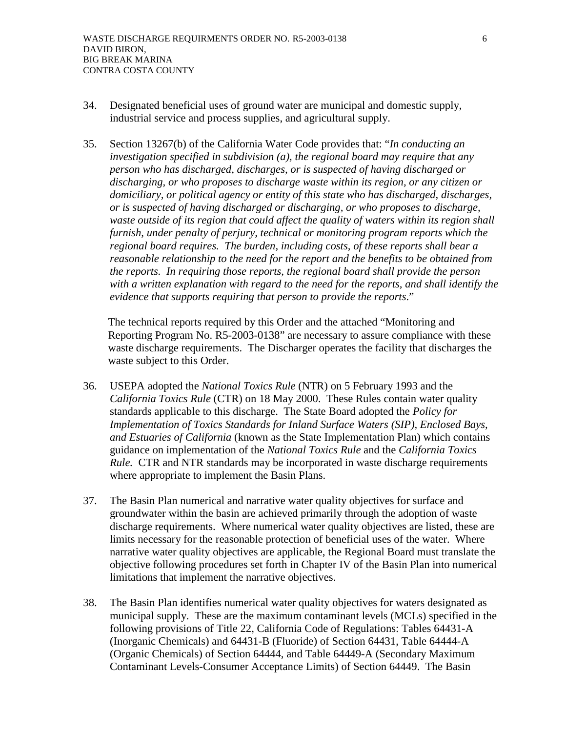34. Designated beneficial uses of ground water are municipal and domestic supply, industrial service and process supplies, and agricultural supply.

35. Section 13267(b) of the California Water Code provides that: "*In conducting an investigation specified in subdivision (a), the regional board may require that any person who has discharged, discharges, or is suspected of having discharged or discharging, or who proposes to discharge waste within its region, or any citizen or domiciliary, or political agency or entity of this state who has discharged, discharges, or is suspected of having discharged or discharging, or who proposes to discharge, waste outside of its region that could affect the quality of waters within its region shall furnish, under penalty of perjury, technical or monitoring program reports which the regional board requires. The burden, including costs, of these reports shall bear a reasonable relationship to the need for the report and the benefits to be obtained from the reports. In requiring those reports, the regional board shall provide the person with a written explanation with regard to the need for the reports, and shall identify the evidence that supports requiring that person to provide the reports*."

   The technical reports required by this Order and the attached "Monitoring and Reporting Program No. R5-2003-0138" are necessary to assure compliance with these waste discharge requirements. The Discharger operates the facility that discharges the waste subject to this Order.

36. USEPA adopted the *National Toxics Rule* (NTR) on 5 February 1993 and the *California Toxics Rule* (CTR) on 18 May 2000. These Rules contain water quality standards applicable to this discharge. The State Board adopted the *Policy for Implementation of Toxics Standards for Inland Surface Waters (SIP), Enclosed Bays, and Estuaries of California* (known as the State Implementation Plan) which contains guidance on implementation of the *National Toxics Rule* and the *California Toxics Rule.* CTR and NTR standards may be incorporated in waste discharge requirements where appropriate to implement the Basin Plans.

37. The Basin Plan numerical and narrative water quality objectives for surface and groundwater within the basin are achieved primarily through the adoption of waste discharge requirements. Where numerical water quality objectives are listed, these are limits necessary for the reasonable protection of beneficial uses of the water. Where narrative water quality objectives are applicable, the Regional Board must translate the objective following procedures set forth in Chapter IV of the Basin Plan into numerical limitations that implement the narrative objectives.

38. The Basin Plan identifies numerical water quality objectives for waters designated as municipal supply. These are the maximum contaminant levels (MCLs) specified in the following provisions of Title 22, California Code of Regulations: Tables 64431-A (Inorganic Chemicals) and 64431-B (Fluoride) of Section 64431, Table 64444-A (Organic Chemicals) of Section 64444, and Table 64449-A (Secondary Maximum Contaminant Levels-Consumer Acceptance Limits) of Section 64449. The Basin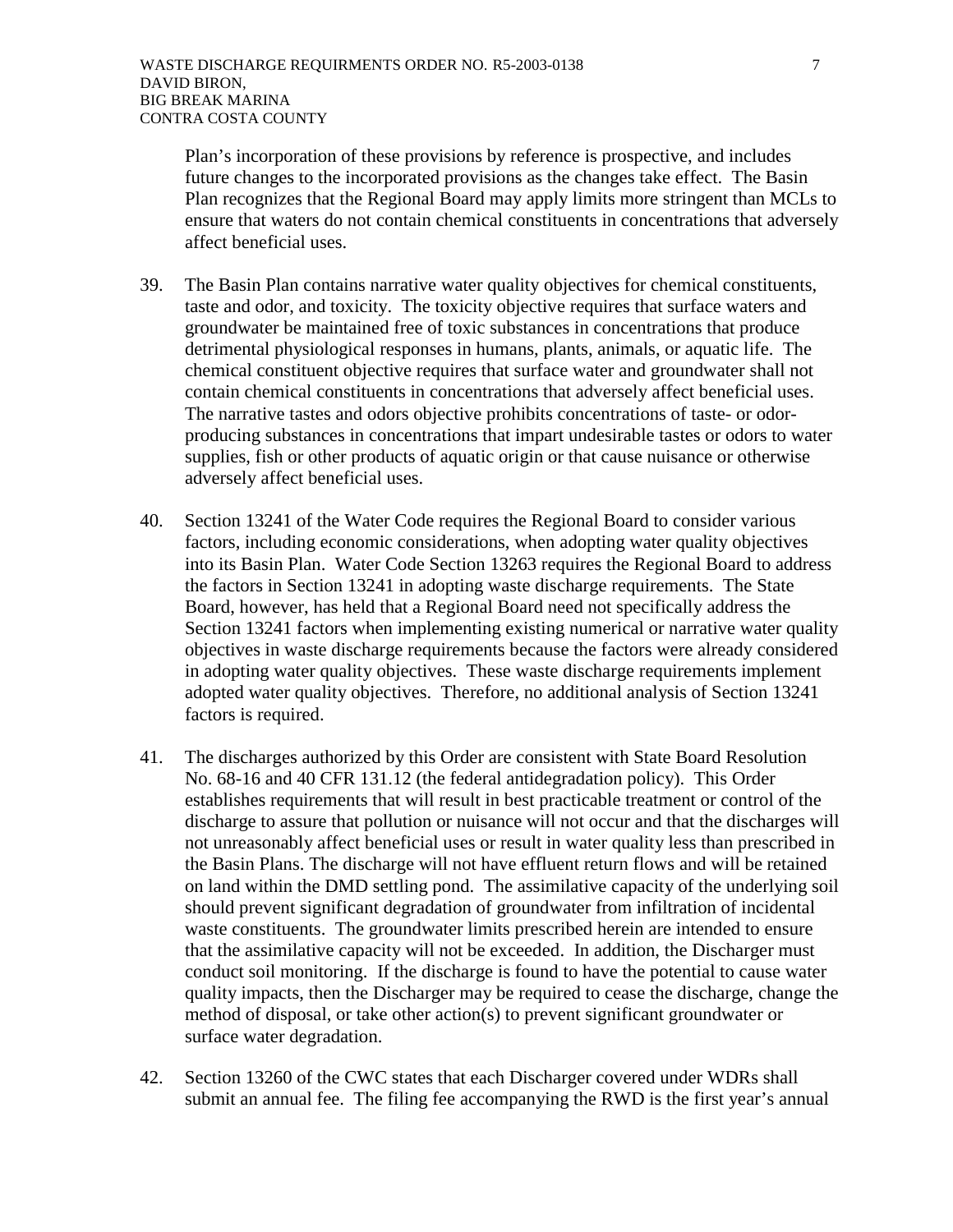Plan's incorporation of these provisions by reference is prospective, and includes future changes to the incorporated provisions as the changes take effect. The Basin Plan recognizes that the Regional Board may apply limits more stringent than MCLs to ensure that waters do not contain chemical constituents in concentrations that adversely affect beneficial uses.

39. The Basin Plan contains narrative water quality objectives for chemical constituents, taste and odor, and toxicity. The toxicity objective requires that surface waters and groundwater be maintained free of toxic substances in concentrations that produce detrimental physiological responses in humans, plants, animals, or aquatic life. The chemical constituent objective requires that surface water and groundwater shall not contain chemical constituents in concentrations that adversely affect beneficial uses. The narrative tastes and odors objective prohibits concentrations of taste- or odor-producing substances in concentrations that impart undesirable tastes or odors to water supplies, fish or other products of aquatic origin or that cause nuisance or otherwise adversely affect beneficial uses.

40. Section 13241 of the Water Code requires the Regional Board to consider various factors, including economic considerations, when adopting water quality objectives into its Basin Plan. Water Code Section 13263 requires the Regional Board to address the factors in Section 13241 in adopting waste discharge requirements. The State Board, however, has held that a Regional Board need not specifically address the Section 13241 factors when implementing existing numerical or narrative water quality objectives in waste discharge requirements because the factors were already considered in adopting water quality objectives. These waste discharge requirements implement adopted water quality objectives. Therefore, no additional analysis of Section 13241 factors is required.

41. The discharges authorized by this Order are consistent with State Board Resolution No. 68-16 and 40 CFR 131.12 (the federal antidegradation policy). This Order establishes requirements that will result in best practicable treatment or control of the discharge to assure that pollution or nuisance will not occur and that the discharges will not unreasonably affect beneficial uses or result in water quality less than prescribed in the Basin Plans. The discharge will not have effluent return flows and will be retained on land within the DMD settling pond. The assimilative capacity of the underlying soil should prevent significant degradation of groundwater from infiltration of incidental waste constituents. The groundwater limits prescribed herein are intended to ensure that the assimilative capacity will not be exceeded. In addition, the Discharger must conduct soil monitoring. If the discharge is found to have the potential to cause water quality impacts, then the Discharger may be required to cease the discharge, change the method of disposal, or take other action(s) to prevent significant groundwater or surface water degradation.

42. Section 13260 of the CWC states that each Discharger covered under WDRs shall submit an annual fee. The filing fee accompanying the RWD is the first year's annual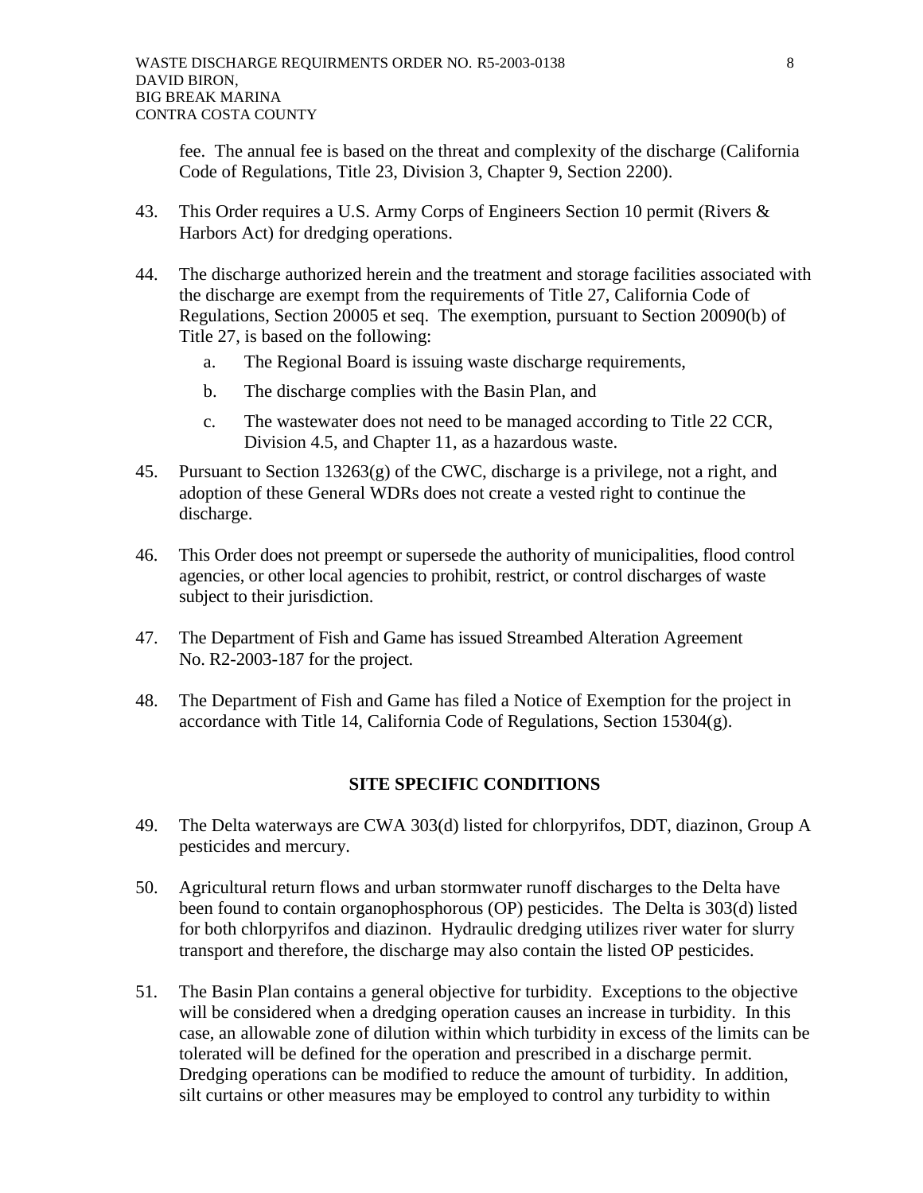fee. The annual fee is based on the threat and complexity of the discharge (California Code of Regulations, Title 23, Division 3, Chapter 9, Section 2200).

43. This Order requires a U.S. Army Corps of Engineers Section 10 permit (Rivers & Harbors Act) for dredging operations.

44. The discharge authorized herein and the treatment and storage facilities associated with the discharge are exempt from the requirements of Title 27, California Code of Regulations, Section 20005 et seq. The exemption, pursuant to Section 20090(b) of Title 27, is based on the following:

    a. The Regional Board is issuing waste discharge requirements,

    b. The discharge complies with the Basin Plan, and

    c. The wastewater does not need to be managed according to Title 22 CCR, Division 4.5, and Chapter 11, as a hazardous waste.

45. Pursuant to Section 13263(g) of the CWC, discharge is a privilege, not a right, and adoption of these General WDRs does not create a vested right to continue the discharge.

46. This Order does not preempt or supersede the authority of municipalities, flood control agencies, or other local agencies to prohibit, restrict, or control discharges of waste subject to their jurisdiction.

47. The Department of Fish and Game has issued Streambed Alteration Agreement No. R2-2003-187 for the project.

48. The Department of Fish and Game has filed a Notice of Exemption for the project in accordance with Title 14, California Code of Regulations, Section 15304(g).

## SITE SPECIFIC CONDITIONS

49. The Delta waterways are CWA 303(d) listed for chlorpyrifos, DDT, diazinon, Group A pesticides and mercury.

50. Agricultural return flows and urban stormwater runoff discharges to the Delta have been found to contain organophosphorous (OP) pesticides. The Delta is 303(d) listed for both chlorpyrifos and diazinon. Hydraulic dredging utilizes river water for slurry transport and therefore, the discharge may also contain the listed OP pesticides.

51. The Basin Plan contains a general objective for turbidity. Exceptions to the objective will be considered when a dredging operation causes an increase in turbidity. In this case, an allowable zone of dilution within which turbidity in excess of the limits can be tolerated will be defined for the operation and prescribed in a discharge permit. Dredging operations can be modified to reduce the amount of turbidity. In addition, silt curtains or other measures may be employed to control any turbidity to within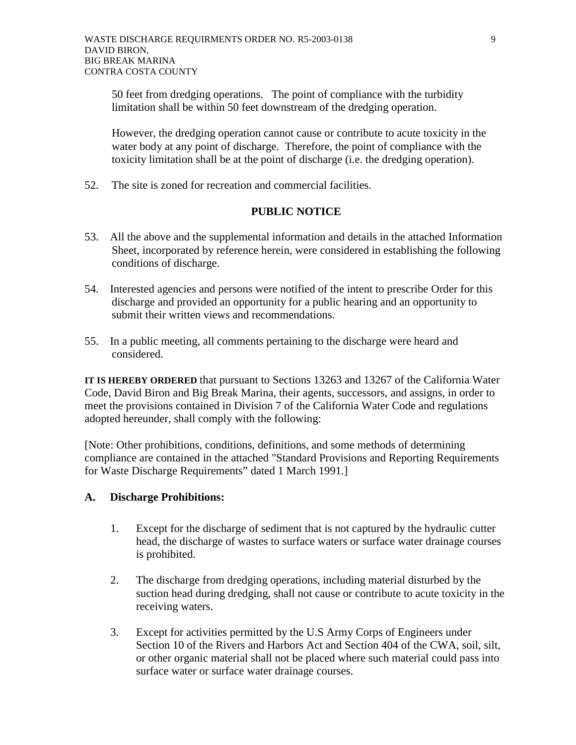50 feet from dredging operations. The point of compliance with the turbidity limitation shall be within 50 feet downstream of the dredging operation.

However, the dredging operation cannot cause or contribute to acute toxicity in the water body at any point of discharge. Therefore, the point of compliance with the toxicity limitation shall be at the point of discharge (i.e. the dredging operation).

52. The site is zoned for recreation and commercial facilities.

## PUBLIC NOTICE

53. All the above and the supplemental information and details in the attached Information Sheet, incorporated by reference herein, were considered in establishing the following conditions of discharge.

54. Interested agencies and persons were notified of the intent to prescribe Order for this discharge and provided an opportunity for a public hearing and an opportunity to submit their written views and recommendations.

55. In a public meeting, all comments pertaining to the discharge were heard and considered.

**IT IS HEREBY ORDERED** that pursuant to Sections 13263 and 13267 of the California Water Code, David Biron and Big Break Marina, their agents, successors, and assigns, in order to meet the provisions contained in Division 7 of the California Water Code and regulations adopted hereunder, shall comply with the following:

[Note: Other prohibitions, conditions, definitions, and some methods of determining compliance are contained in the attached "Standard Provisions and Reporting Requirements for Waste Discharge Requirements" dated 1 March 1991.]

### A. Discharge Prohibitions:

1. Except for the discharge of sediment that is not captured by the hydraulic cutter head, the discharge of wastes to surface waters or surface water drainage courses is prohibited.

2. The discharge from dredging operations, including material disturbed by the suction head during dredging, shall not cause or contribute to acute toxicity in the receiving waters.

3. Except for activities permitted by the U.S Army Corps of Engineers under Section 10 of the Rivers and Harbors Act and Section 404 of the CWA, soil, silt, or other organic material shall not be placed where such material could pass into surface water or surface water drainage courses.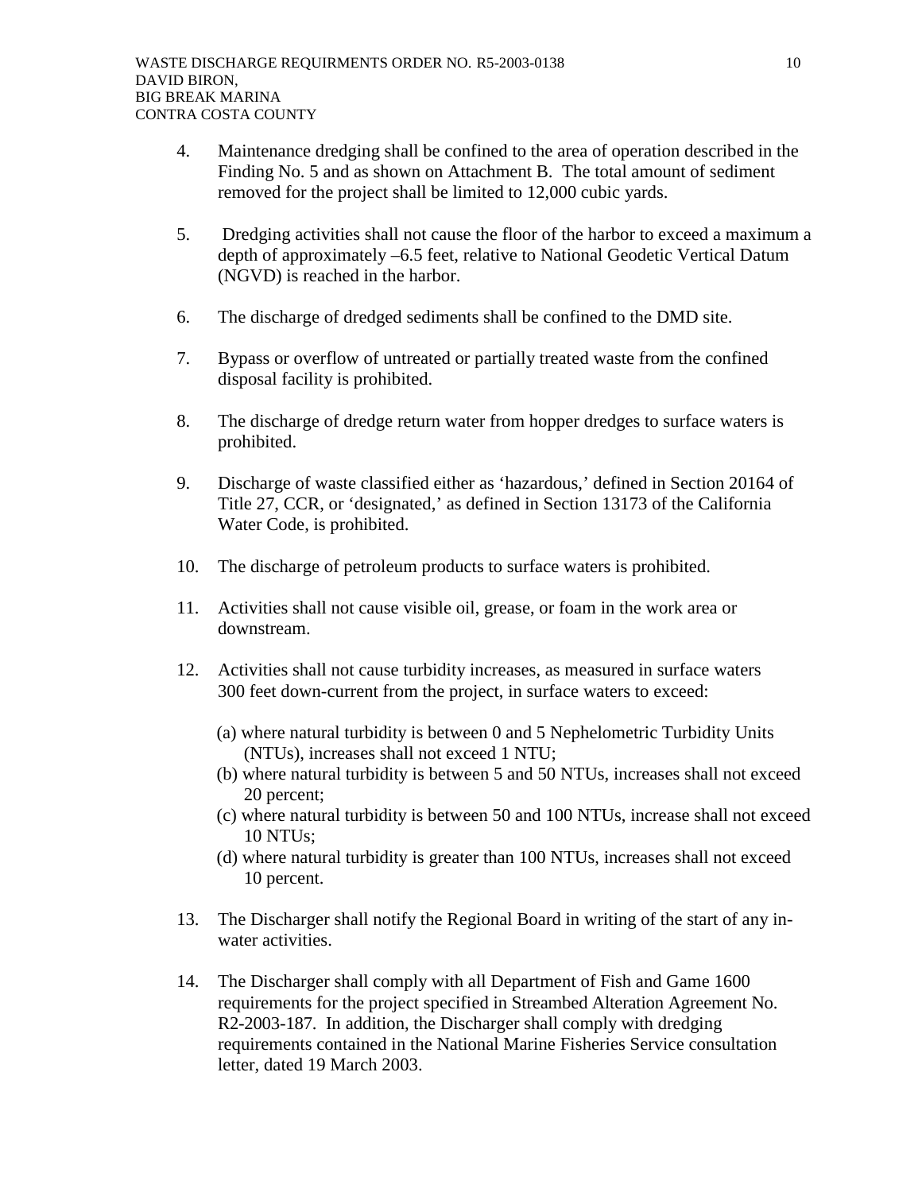4. Maintenance dredging shall be confined to the area of operation described in the Finding No. 5 and as shown on Attachment B. The total amount of sediment removed for the project shall be limited to 12,000 cubic yards.

5. Dredging activities shall not cause the floor of the harbor to exceed a maximum a depth of approximately –6.5 feet, relative to National Geodetic Vertical Datum (NGVD) is reached in the harbor.

6. The discharge of dredged sediments shall be confined to the DMD site.

7. Bypass or overflow of untreated or partially treated waste from the confined disposal facility is prohibited.

8. The discharge of dredge return water from hopper dredges to surface waters is prohibited.

9. Discharge of waste classified either as 'hazardous,' defined in Section 20164 of Title 27, CCR, or 'designated,' as defined in Section 13173 of the California Water Code, is prohibited.

10. The discharge of petroleum products to surface waters is prohibited.

11. Activities shall not cause visible oil, grease, or foam in the work area or downstream.

12. Activities shall not cause turbidity increases, as measured in surface waters 300 feet down-current from the project, in surface waters to exceed:

    (a) where natural turbidity is between 0 and 5 Nephelometric Turbidity Units (NTUs), increases shall not exceed 1 NTU;
    (b) where natural turbidity is between 5 and 50 NTUs, increases shall not exceed 20 percent;
    (c) where natural turbidity is between 50 and 100 NTUs, increase shall not exceed 10 NTUs;
    (d) where natural turbidity is greater than 100 NTUs, increases shall not exceed 10 percent.

13. The Discharger shall notify the Regional Board in writing of the start of any in-water activities.

14. The Discharger shall comply with all Department of Fish and Game 1600 requirements for the project specified in Streambed Alteration Agreement No. R2-2003-187. In addition, the Discharger shall comply with dredging requirements contained in the National Marine Fisheries Service consultation letter, dated 19 March 2003.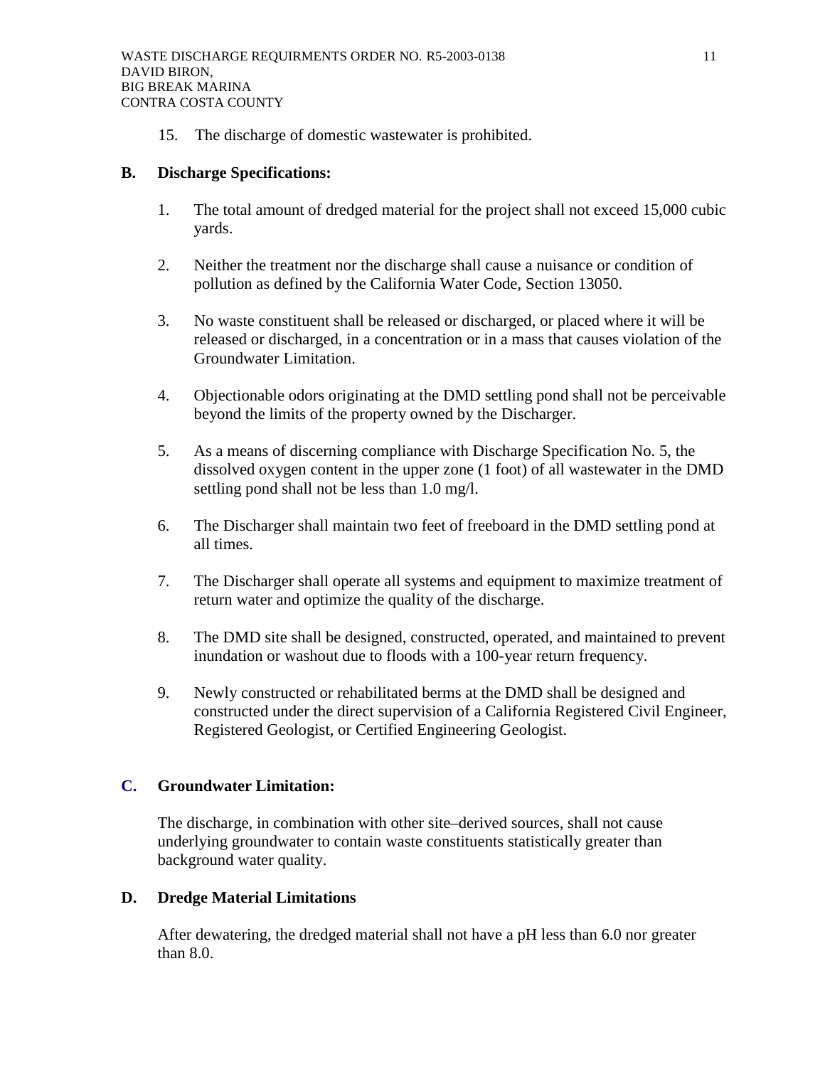15. The discharge of domestic wastewater is prohibited.

## B. Discharge Specifications:

1. The total amount of dredged material for the project shall not exceed 15,000 cubic yards.

2. Neither the treatment nor the discharge shall cause a nuisance or condition of pollution as defined by the California Water Code, Section 13050.

3. No waste constituent shall be released or discharged, or placed where it will be released or discharged, in a concentration or in a mass that causes violation of the Groundwater Limitation.

4. Objectionable odors originating at the DMD settling pond shall not be perceivable beyond the limits of the property owned by the Discharger.

5. As a means of discerning compliance with Discharge Specification No. 5, the dissolved oxygen content in the upper zone (1 foot) of all wastewater in the DMD settling pond shall not be less than 1.0 mg/l.

6. The Discharger shall maintain two feet of freeboard in the DMD settling pond at all times.

7. The Discharger shall operate all systems and equipment to maximize treatment of return water and optimize the quality of the discharge.

8. The DMD site shall be designed, constructed, operated, and maintained to prevent inundation or washout due to floods with a 100-year return frequency.

9. Newly constructed or rehabilitated berms at the DMD shall be designed and constructed under the direct supervision of a California Registered Civil Engineer, Registered Geologist, or Certified Engineering Geologist.

## C. Groundwater Limitation:

The discharge, in combination with other site–derived sources, shall not cause underlying groundwater to contain waste constituents statistically greater than background water quality.

## D. Dredge Material Limitations

After dewatering, the dredged material shall not have a pH less than 6.0 nor greater than 8.0.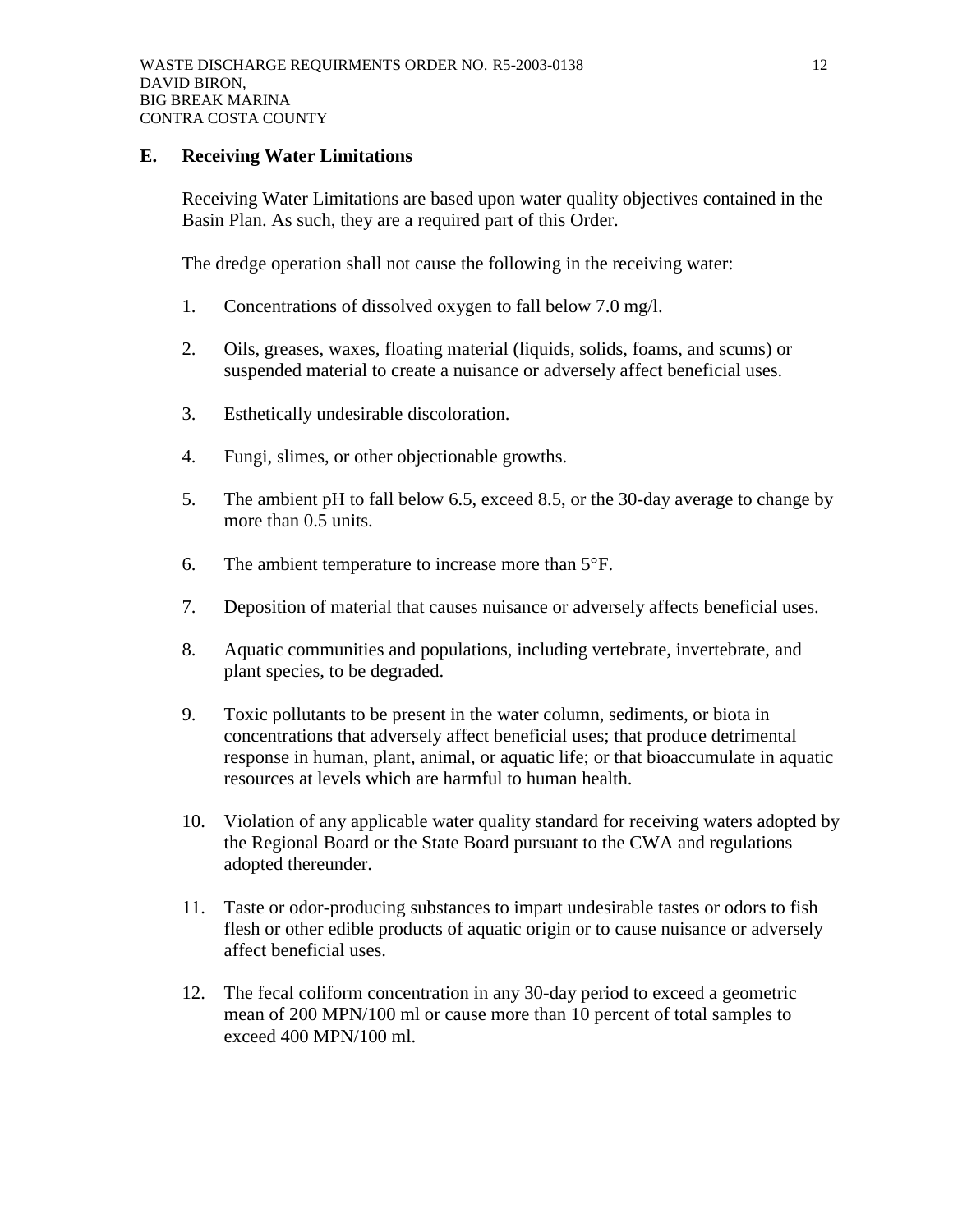## E. Receiving Water Limitations

Receiving Water Limitations are based upon water quality objectives contained in the Basin Plan. As such, they are a required part of this Order.

The dredge operation shall not cause the following in the receiving water:

1. Concentrations of dissolved oxygen to fall below 7.0 mg/l.

2. Oils, greases, waxes, floating material (liquids, solids, foams, and scums) or suspended material to create a nuisance or adversely affect beneficial uses.

3. Esthetically undesirable discoloration.

4. Fungi, slimes, or other objectionable growths.

5. The ambient pH to fall below 6.5, exceed 8.5, or the 30-day average to change by more than 0.5 units.

6. The ambient temperature to increase more than 5°F.

7. Deposition of material that causes nuisance or adversely affects beneficial uses.

8. Aquatic communities and populations, including vertebrate, invertebrate, and plant species, to be degraded.

9. Toxic pollutants to be present in the water column, sediments, or biota in concentrations that adversely affect beneficial uses; that produce detrimental response in human, plant, animal, or aquatic life; or that bioaccumulate in aquatic resources at levels which are harmful to human health.

10. Violation of any applicable water quality standard for receiving waters adopted by the Regional Board or the State Board pursuant to the CWA and regulations adopted thereunder.

11. Taste or odor-producing substances to impart undesirable tastes or odors to fish flesh or other edible products of aquatic origin or to cause nuisance or adversely affect beneficial uses.

12. The fecal coliform concentration in any 30-day period to exceed a geometric mean of 200 MPN/100 ml or cause more than 10 percent of total samples to exceed 400 MPN/100 ml.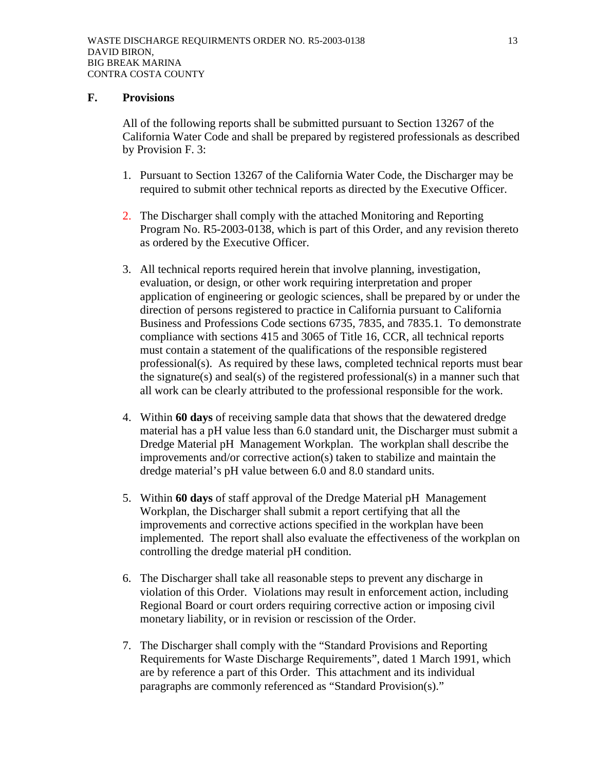## F. Provisions

All of the following reports shall be submitted pursuant to Section 13267 of the California Water Code and shall be prepared by registered professionals as described by Provision F. 3:

1. Pursuant to Section 13267 of the California Water Code, the Discharger may be required to submit other technical reports as directed by the Executive Officer.

2. The Discharger shall comply with the attached Monitoring and Reporting Program No. R5-2003-0138, which is part of this Order, and any revision thereto as ordered by the Executive Officer.

3. All technical reports required herein that involve planning, investigation, evaluation, or design, or other work requiring interpretation and proper application of engineering or geologic sciences, shall be prepared by or under the direction of persons registered to practice in California pursuant to California Business and Professions Code sections 6735, 7835, and 7835.1. To demonstrate compliance with sections 415 and 3065 of Title 16, CCR, all technical reports must contain a statement of the qualifications of the responsible registered professional(s). As required by these laws, completed technical reports must bear the signature(s) and seal(s) of the registered professional(s) in a manner such that all work can be clearly attributed to the professional responsible for the work.

4. Within **60 days** of receiving sample data that shows that the dewatered dredge material has a pH value less than 6.0 standard unit, the Discharger must submit a Dredge Material pH Management Workplan. The workplan shall describe the improvements and/or corrective action(s) taken to stabilize and maintain the dredge material's pH value between 6.0 and 8.0 standard units.

5. Within **60 days** of staff approval of the Dredge Material pH Management Workplan, the Discharger shall submit a report certifying that all the improvements and corrective actions specified in the workplan have been implemented. The report shall also evaluate the effectiveness of the workplan on controlling the dredge material pH condition.

6. The Discharger shall take all reasonable steps to prevent any discharge in violation of this Order. Violations may result in enforcement action, including Regional Board or court orders requiring corrective action or imposing civil monetary liability, or in revision or rescission of the Order.

7. The Discharger shall comply with the "Standard Provisions and Reporting Requirements for Waste Discharge Requirements", dated 1 March 1991, which are by reference a part of this Order. This attachment and its individual paragraphs are commonly referenced as "Standard Provision(s)."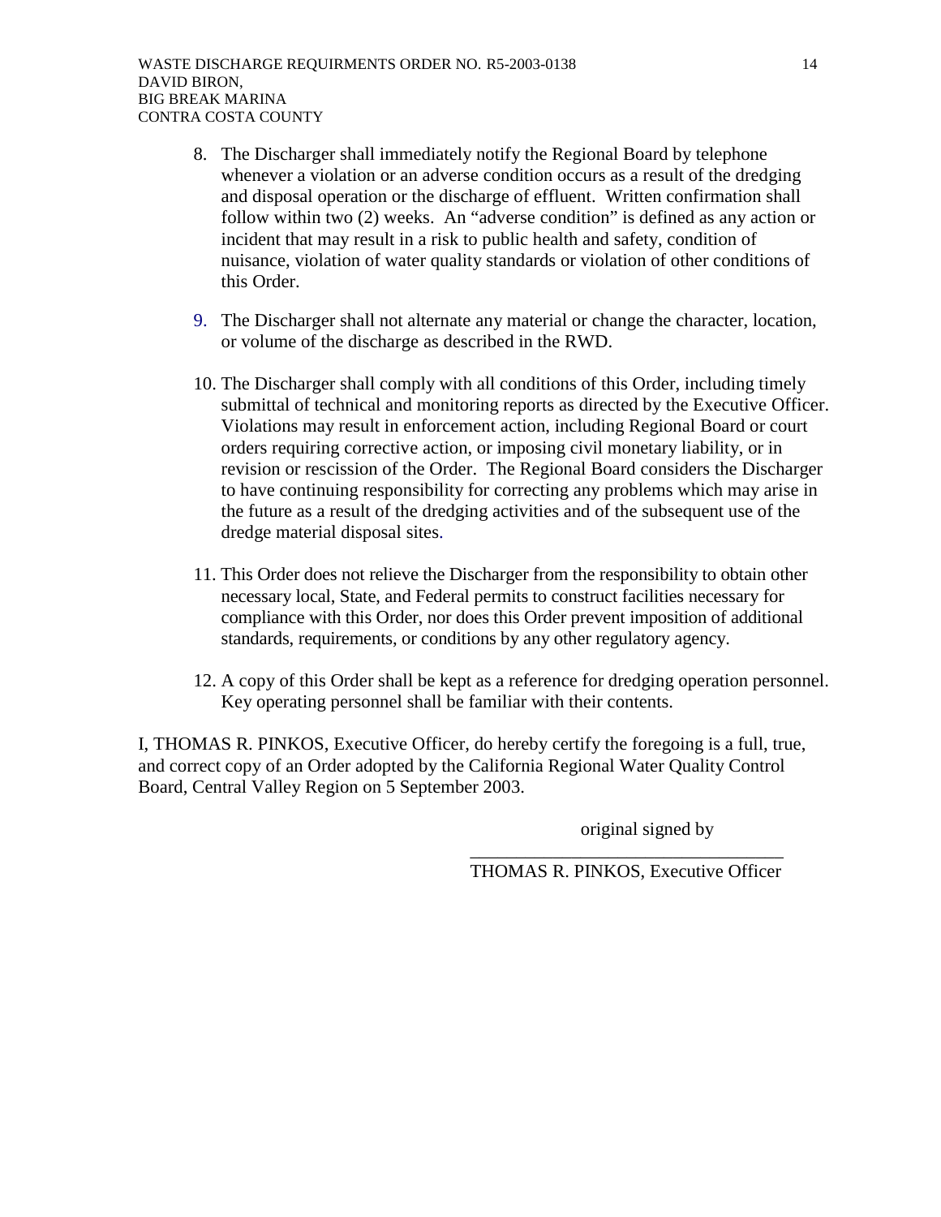8. The Discharger shall immediately notify the Regional Board by telephone whenever a violation or an adverse condition occurs as a result of the dredging and disposal operation or the discharge of effluent. Written confirmation shall follow within two (2) weeks. An "adverse condition" is defined as any action or incident that may result in a risk to public health and safety, condition of nuisance, violation of water quality standards or violation of other conditions of this Order.

9. The Discharger shall not alternate any material or change the character, location, or volume of the discharge as described in the RWD.

10. The Discharger shall comply with all conditions of this Order, including timely submittal of technical and monitoring reports as directed by the Executive Officer. Violations may result in enforcement action, including Regional Board or court orders requiring corrective action, or imposing civil monetary liability, or in revision or rescission of the Order. The Regional Board considers the Discharger to have continuing responsibility for correcting any problems which may arise in the future as a result of the dredging activities and of the subsequent use of the dredge material disposal sites.

11. This Order does not relieve the Discharger from the responsibility to obtain other necessary local, State, and Federal permits to construct facilities necessary for compliance with this Order, nor does this Order prevent imposition of additional standards, requirements, or conditions by any other regulatory agency.

12. A copy of this Order shall be kept as a reference for dredging operation personnel. Key operating personnel shall be familiar with their contents.

I, THOMAS R. PINKOS, Executive Officer, do hereby certify the foregoing is a full, true, and correct copy of an Order adopted by the California Regional Water Quality Control Board, Central Valley Region on 5 September 2003.

original signed by

\_\_\_\_\_\_\_\_\_\_\_\_\_\_\_\_\_\_\_\_\_\_\_\_\_\_\_\_\_\_\_\_\_\_

THOMAS R. PINKOS, Executive Officer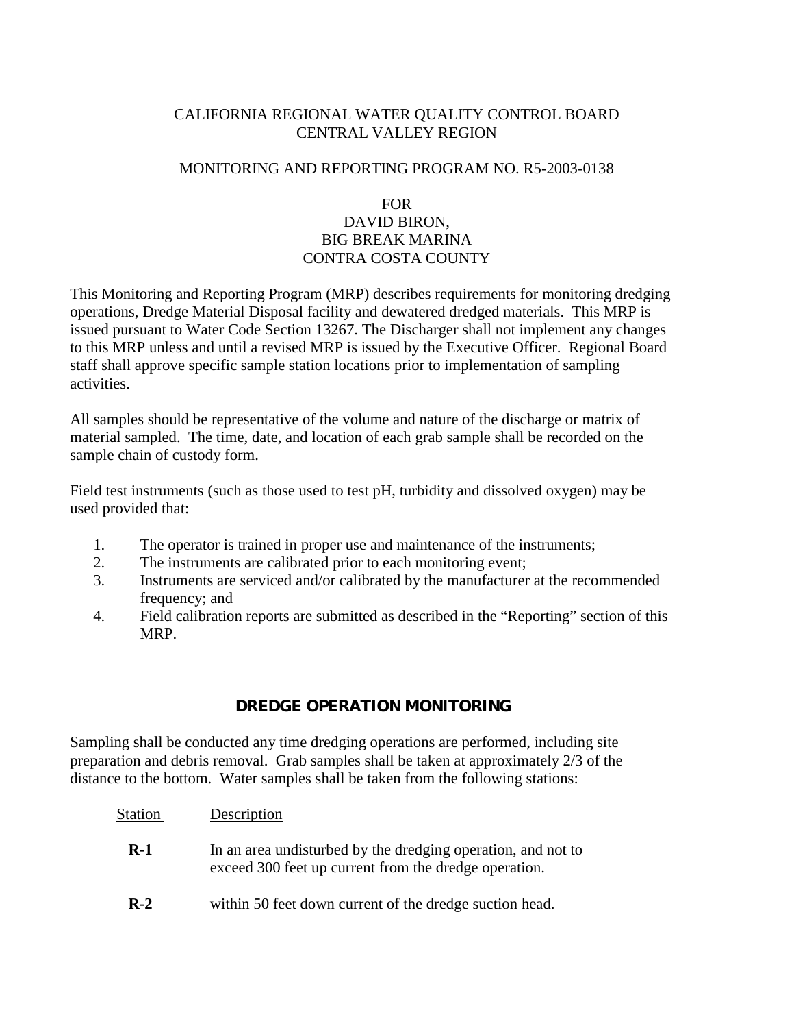CALIFORNIA REGIONAL WATER QUALITY CONTROL BOARD
CENTRAL VALLEY REGION

MONITORING AND REPORTING PROGRAM NO. R5-2003-0138

FOR
DAVID BIRON,
BIG BREAK MARINA
CONTRA COSTA COUNTY

This Monitoring and Reporting Program (MRP) describes requirements for monitoring dredging operations, Dredge Material Disposal facility and dewatered dredged materials. This MRP is issued pursuant to Water Code Section 13267. The Discharger shall not implement any changes to this MRP unless and until a revised MRP is issued by the Executive Officer. Regional Board staff shall approve specific sample station locations prior to implementation of sampling activities.

All samples should be representative of the volume and nature of the discharge or matrix of material sampled. The time, date, and location of each grab sample shall be recorded on the sample chain of custody form.

Field test instruments (such as those used to test pH, turbidity and dissolved oxygen) may be used provided that:

1. The operator is trained in proper use and maintenance of the instruments;
2. The instruments are calibrated prior to each monitoring event;
3. Instruments are serviced and/or calibrated by the manufacturer at the recommended frequency; and
4. Field calibration reports are submitted as described in the "Reporting" section of this MRP.

## DREDGE OPERATION MONITORING

Sampling shall be conducted any time dredging operations are performed, including site preparation and debris removal. Grab samples shall be taken at approximately 2/3 of the distance to the bottom. Water samples shall be taken from the following stations:

| Station | Description |
|---|---|
| **R-1** | In an area undisturbed by the dredging operation, and not to exceed 300 feet up current from the dredge operation. |
| **R-2** | within 50 feet down current of the dredge suction head. |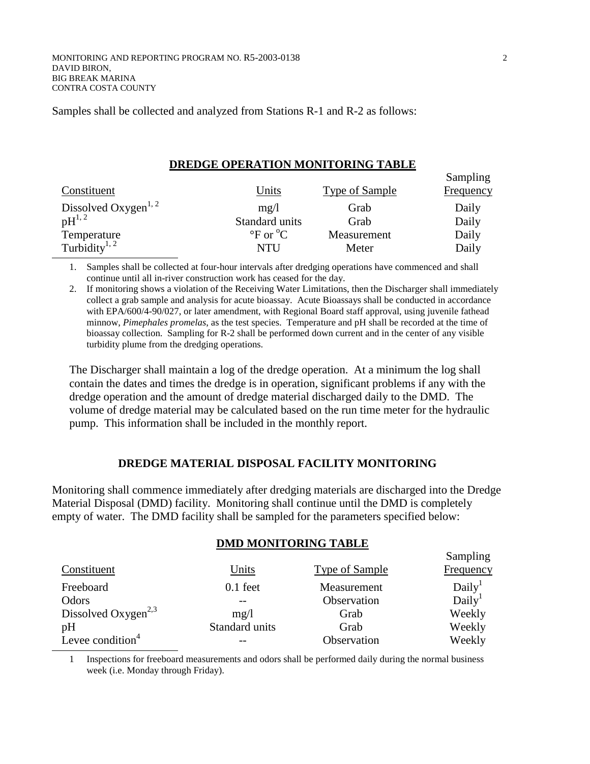Samples shall be collected and analyzed from Stations R-1 and R-2 as follows:

**DREDGE OPERATION MONITORING TABLE**

| Constituent | Units | Type of Sample | Sampling Frequency |
|---|---|---|---|
| Dissolved Oxygen[1, 2] | mg/l | Grab | Daily |
| pH[1, 2] | Standard units | Grab | Daily |
| Temperature | °F or °C | Measurement | Daily |
| Turbidity[1, 2] | NTU | Meter | Daily |

1. Samples shall be collected at four-hour intervals after dredging operations have commenced and shall continue until all in-river construction work has ceased for the day.
2. If monitoring shows a violation of the Receiving Water Limitations, then the Discharger shall immediately collect a grab sample and analysis for acute bioassay. Acute Bioassays shall be conducted in accordance with EPA/600/4-90/027, or later amendment, with Regional Board staff approval, using juvenile fathead minnow, *Pimephales promelas*, as the test species. Temperature and pH shall be recorded at the time of bioassay collection. Sampling for R-2 shall be performed down current and in the center of any visible turbidity plume from the dredging operations.

The Discharger shall maintain a log of the dredge operation. At a minimum the log shall contain the dates and times the dredge is in operation, significant problems if any with the dredge operation and the amount of dredge material discharged daily to the DMD. The volume of dredge material may be calculated based on the run time meter for the hydraulic pump. This information shall be included in the monthly report.

## DREDGE MATERIAL DISPOSAL FACILITY MONITORING

Monitoring shall commence immediately after dredging materials are discharged into the Dredge Material Disposal (DMD) facility. Monitoring shall continue until the DMD is completely empty of water. The DMD facility shall be sampled for the parameters specified below:

**DMD MONITORING TABLE**

| Constituent | Units | Type of Sample | Sampling Frequency |
|---|---|---|---|
| Freeboard | 0.1 feet | Measurement | Daily[1] |
| Odors | -- | Observation | Daily[1] |
| Dissolved Oxygen[2,3] | mg/l | Grab | Weekly |
| pH | Standard units | Grab | Weekly |
| Levee condition[4] | -- | Observation | Weekly |

1 Inspections for freeboard measurements and odors shall be performed daily during the normal business week (i.e. Monday through Friday).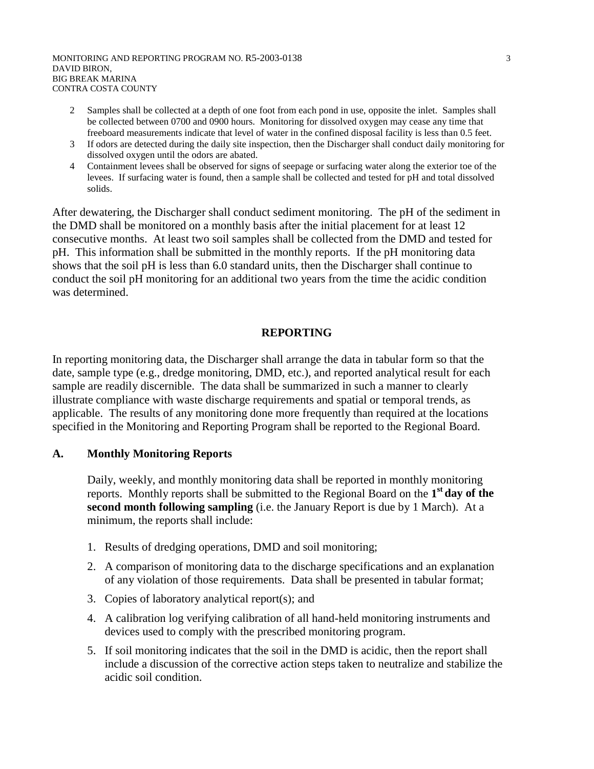2 Samples shall be collected at a depth of one foot from each pond in use, opposite the inlet. Samples shall be collected between 0700 and 0900 hours. Monitoring for dissolved oxygen may cease any time that freeboard measurements indicate that level of water in the confined disposal facility is less than 0.5 feet.

3 If odors are detected during the daily site inspection, then the Discharger shall conduct daily monitoring for dissolved oxygen until the odors are abated.

4 Containment levees shall be observed for signs of seepage or surfacing water along the exterior toe of the levees. If surfacing water is found, then a sample shall be collected and tested for pH and total dissolved solids.

After dewatering, the Discharger shall conduct sediment monitoring. The pH of the sediment in the DMD shall be monitored on a monthly basis after the initial placement for at least 12 consecutive months. At least two soil samples shall be collected from the DMD and tested for pH. This information shall be submitted in the monthly reports. If the pH monitoring data shows that the soil pH is less than 6.0 standard units, then the Discharger shall continue to conduct the soil pH monitoring for an additional two years from the time the acidic condition was determined.

## REPORTING

In reporting monitoring data, the Discharger shall arrange the data in tabular form so that the date, sample type (e.g., dredge monitoring, DMD, etc.), and reported analytical result for each sample are readily discernible. The data shall be summarized in such a manner to clearly illustrate compliance with waste discharge requirements and spatial or temporal trends, as applicable. The results of any monitoring done more frequently than required at the locations specified in the Monitoring and Reporting Program shall be reported to the Regional Board.

### A. Monthly Monitoring Reports

Daily, weekly, and monthly monitoring data shall be reported in monthly monitoring reports. Monthly reports shall be submitted to the Regional Board on the **1st day of the second month following sampling** (i.e. the January Report is due by 1 March). At a minimum, the reports shall include:

1. Results of dredging operations, DMD and soil monitoring;
2. A comparison of monitoring data to the discharge specifications and an explanation of any violation of those requirements. Data shall be presented in tabular format;
3. Copies of laboratory analytical report(s); and
4. A calibration log verifying calibration of all hand-held monitoring instruments and devices used to comply with the prescribed monitoring program.
5. If soil monitoring indicates that the soil in the DMD is acidic, then the report shall include a discussion of the corrective action steps taken to neutralize and stabilize the acidic soil condition.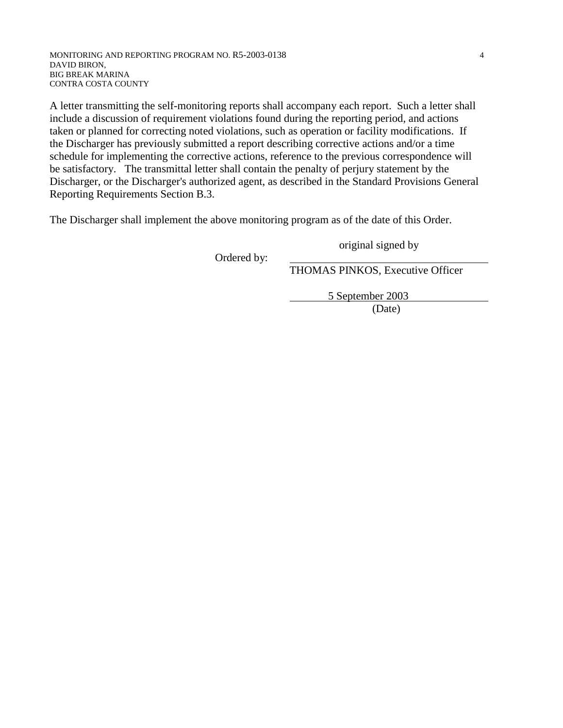A letter transmitting the self-monitoring reports shall accompany each report. Such a letter shall include a discussion of requirement violations found during the reporting period, and actions taken or planned for correcting noted violations, such as operation or facility modifications. If the Discharger has previously submitted a report describing corrective actions and/or a time schedule for implementing the corrective actions, reference to the previous correspondence will be satisfactory. The transmittal letter shall contain the penalty of perjury statement by the Discharger, or the Discharger's authorized agent, as described in the Standard Provisions General Reporting Requirements Section B.3.

The Discharger shall implement the above monitoring program as of the date of this Order.

original signed by

Ordered by: ______________________________

THOMAS PINKOS, Executive Officer

5 September 2003

(Date)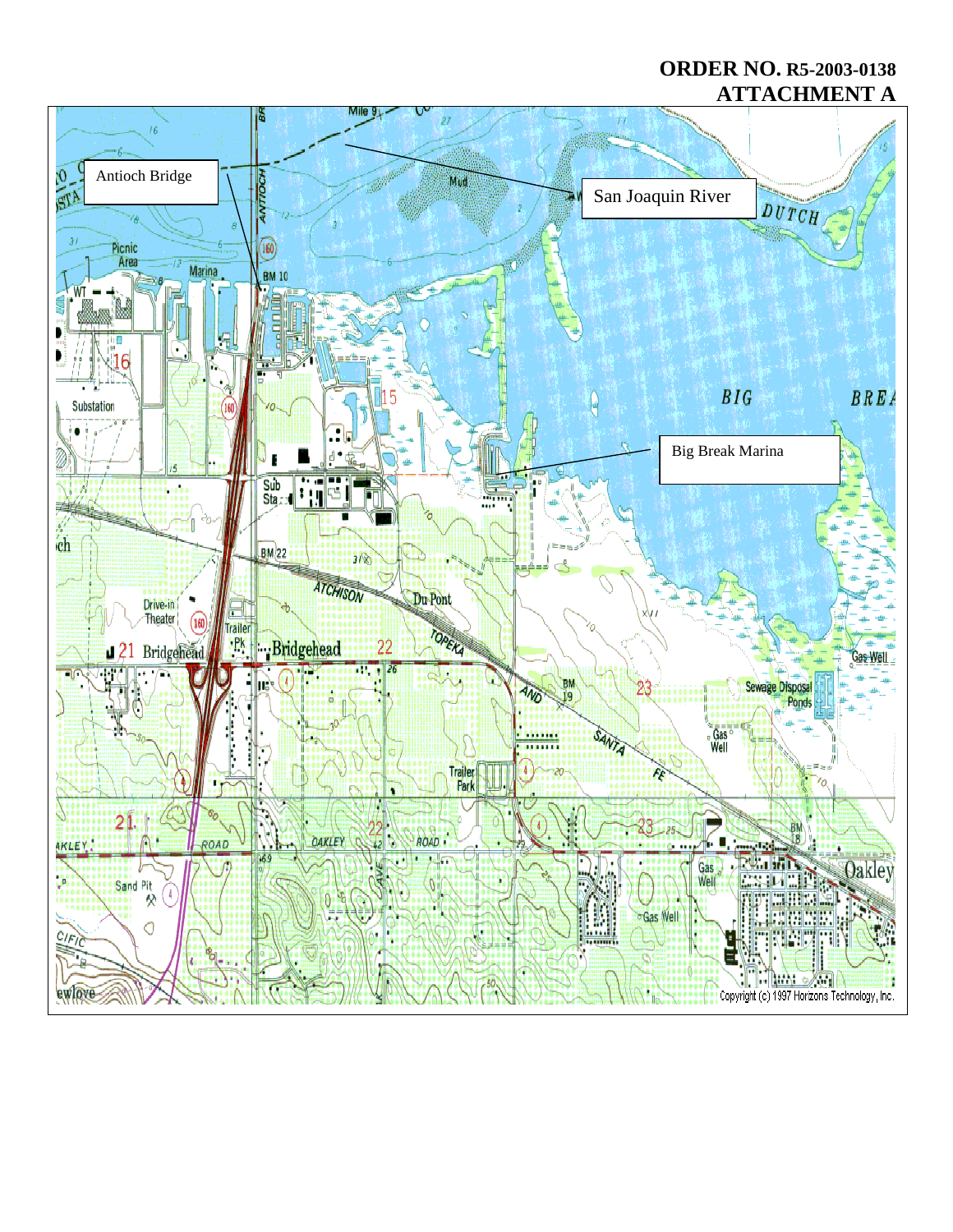**ORDER NO. R5-2003-0138**
**ATTACHMENT A**

Antioch Bridge

San Joaquin River

Big Break Marina

Copyright (c) 1997 Horizons Technology, Inc.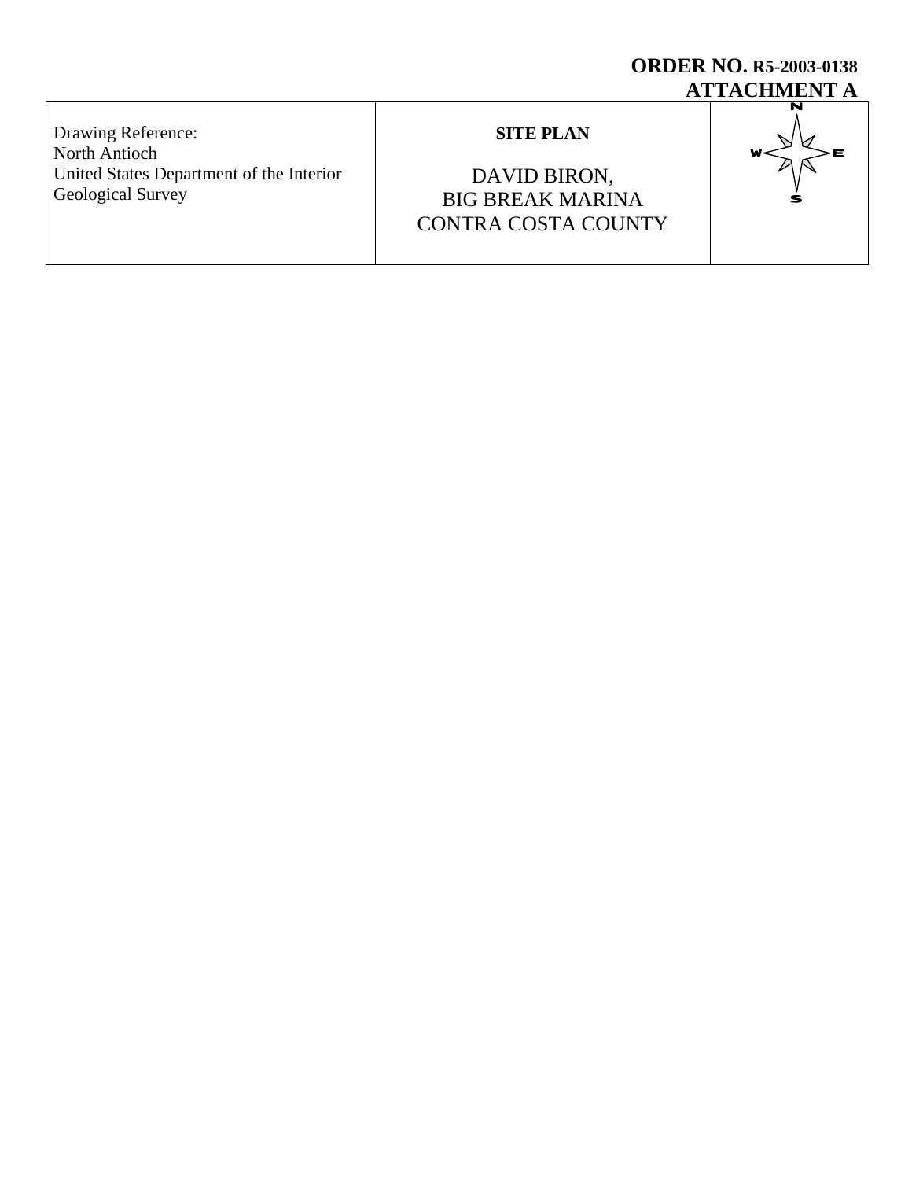**ORDER NO. R5-2003-0138**
**ATTACHMENT A**

| Drawing Reference: North Antioch United States Department of the Interior Geological Survey | **SITE PLAN** DAVID BIRON, BIG BREAK MARINA CONTRA COSTA COUNTY | N W E S |
|---|---|---|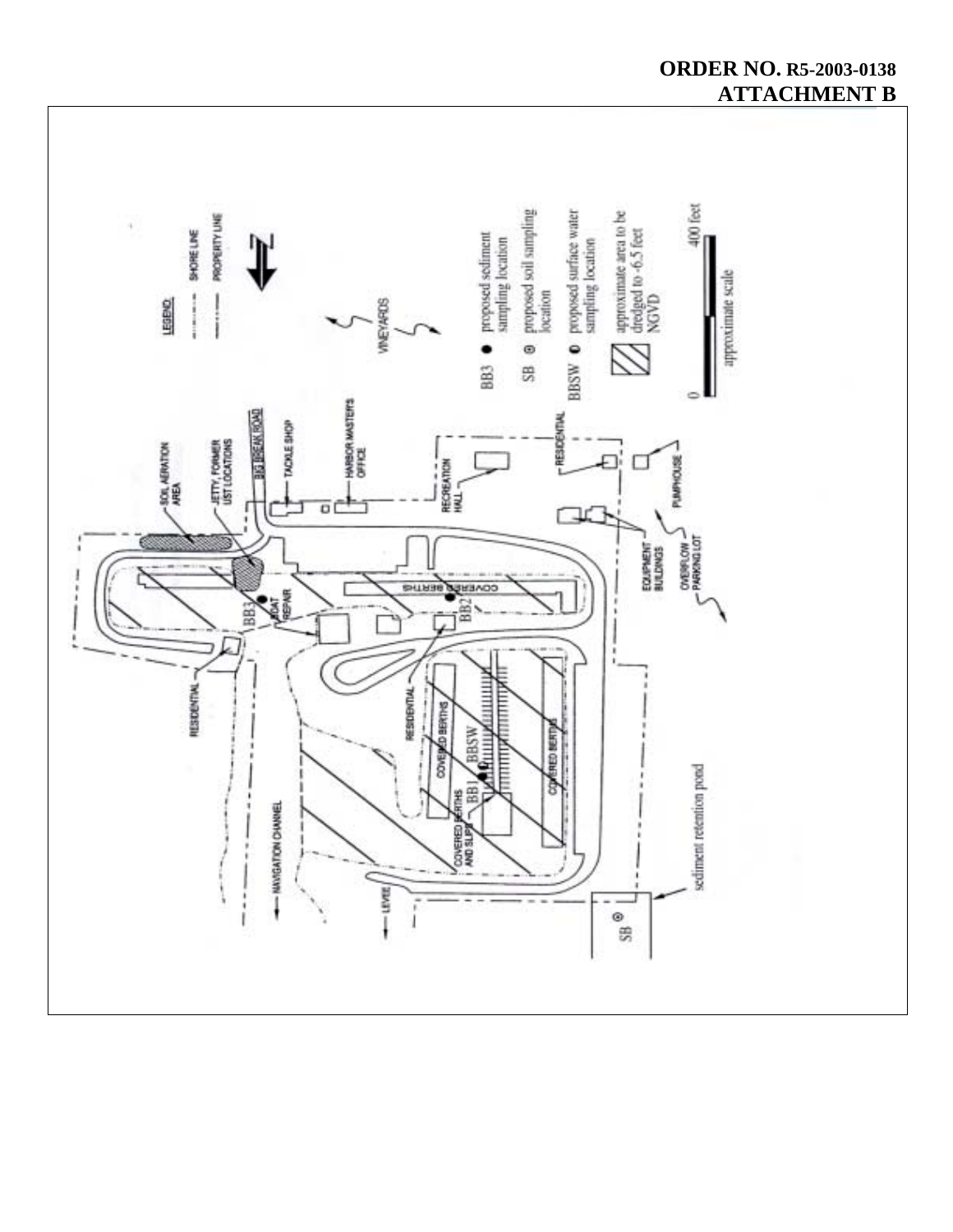**ORDER NO. R5-2003-0138**
**ATTACHMENT B**

LEGEND:

SHORE LINE

PROPERTY LINE

BB3 ● proposed sediment sampling location

SB ⊙ proposed soil sampling location

BBSW ◐ proposed surface water sampling location

approximate area to be dredged to -6.5 feet NGVD

0 — 400 feet

approximate scale

VINEYARDS

SOIL AERATION AREA

JETTY, FORMER UST LOCATIONS

BIG BREAK ROAD

TACKLE SHOP

HARBOR MASTER'S OFFICE

RECREATION HALL

RESIDENTIAL

PUMPHOUSE

EQUIPMENT BUILDINGS

OVERFLOW PARKING LOT

COVERED BERTHS

BB2

BB3

BOAT REPAIR

RESIDENTIAL

RESIDENTIAL

COVERED BERTHS

BBSW

BB1

COVERED BERTHS

COVERED BERTHS AND SLIPS

NAVIGATION CHANNEL

LEVEE

SB

sediment retention pond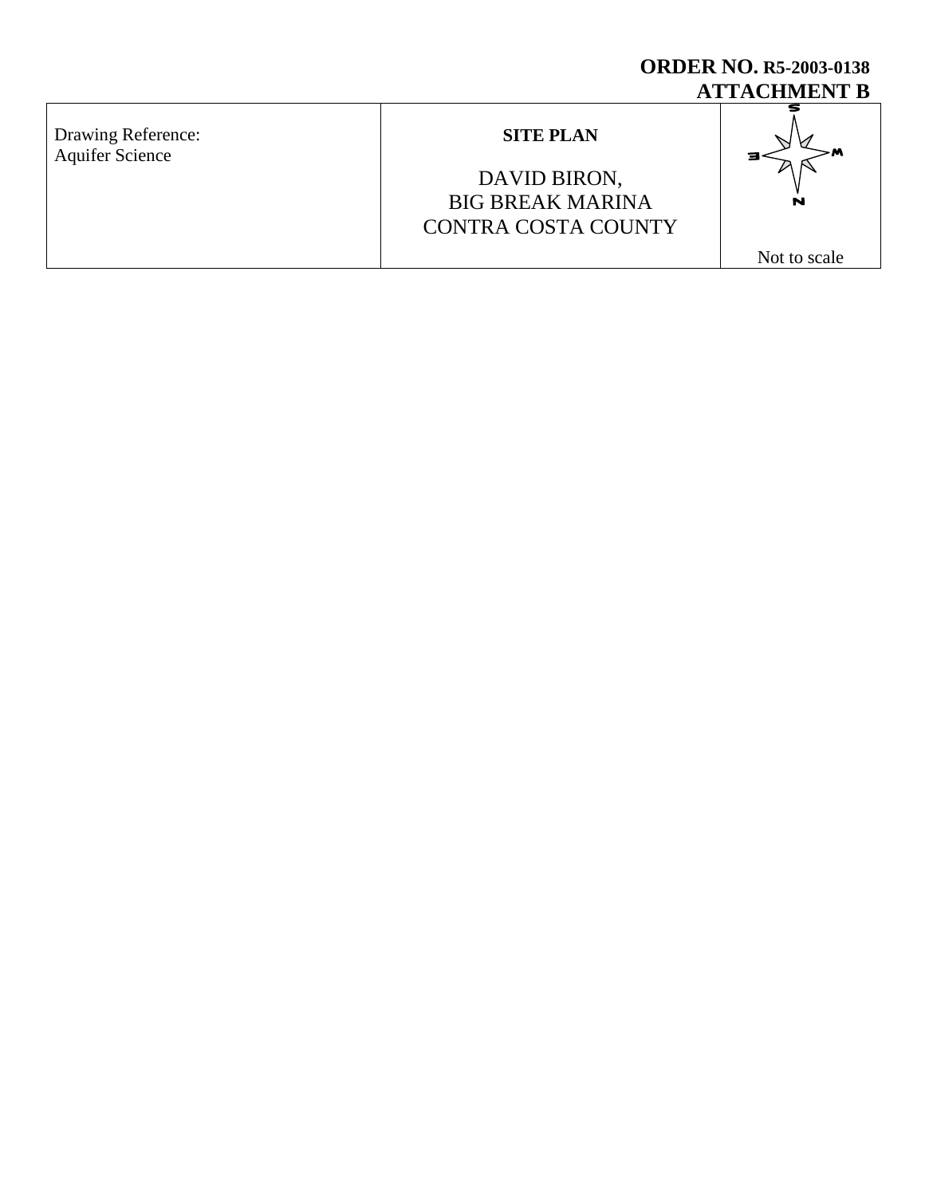**ORDER NO. R5-2003-0138**
**ATTACHMENT B**

| Drawing Reference: Aquifer Science | **SITE PLAN** DAVID BIRON, BIG BREAK MARINA CONTRA COSTA COUNTY | S E W N Not to scale |
|---|---|---|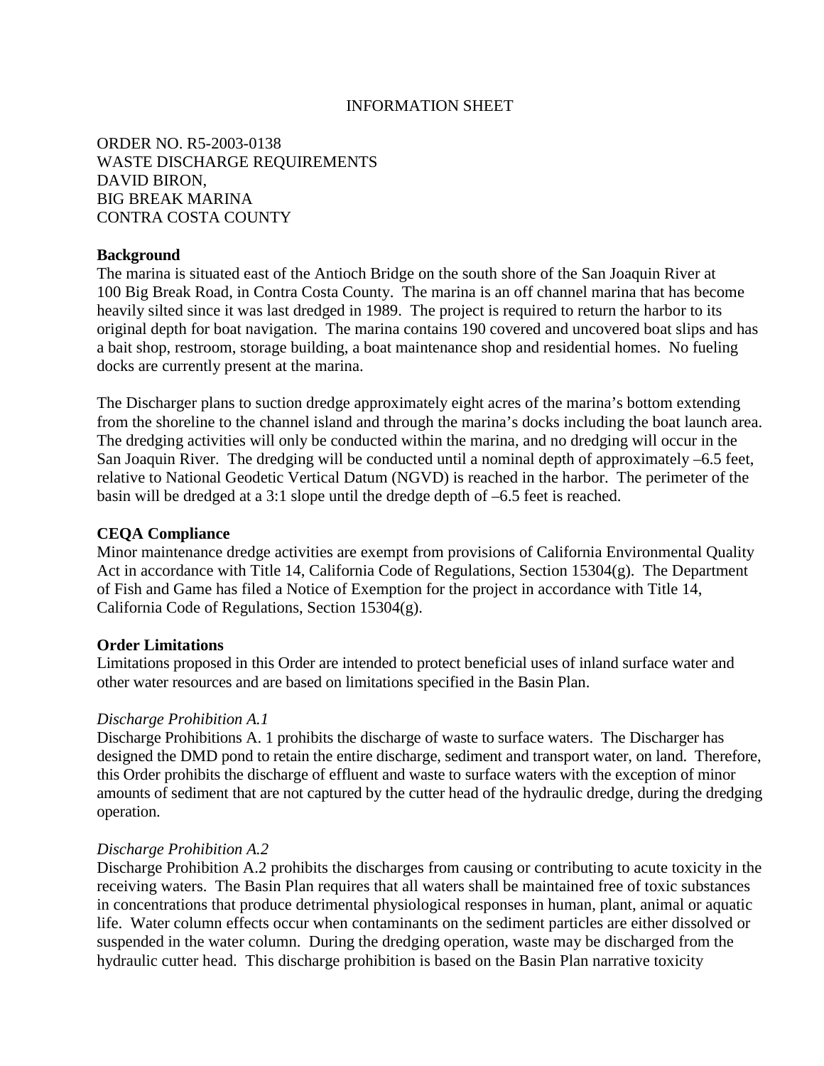INFORMATION SHEET

ORDER NO. R5-2003-0138
WASTE DISCHARGE REQUIREMENTS
DAVID BIRON,
BIG BREAK MARINA
CONTRA COSTA COUNTY

**Background**

The marina is situated east of the Antioch Bridge on the south shore of the San Joaquin River at 100 Big Break Road, in Contra Costa County. The marina is an off channel marina that has become heavily silted since it was last dredged in 1989. The project is required to return the harbor to its original depth for boat navigation. The marina contains 190 covered and uncovered boat slips and has a bait shop, restroom, storage building, a boat maintenance shop and residential homes. No fueling docks are currently present at the marina.

The Discharger plans to suction dredge approximately eight acres of the marina's bottom extending from the shoreline to the channel island and through the marina's docks including the boat launch area. The dredging activities will only be conducted within the marina, and no dredging will occur in the San Joaquin River. The dredging will be conducted until a nominal depth of approximately –6.5 feet, relative to National Geodetic Vertical Datum (NGVD) is reached in the harbor. The perimeter of the basin will be dredged at a 3:1 slope until the dredge depth of –6.5 feet is reached.

**CEQA Compliance**

Minor maintenance dredge activities are exempt from provisions of California Environmental Quality Act in accordance with Title 14, California Code of Regulations, Section 15304(g). The Department of Fish and Game has filed a Notice of Exemption for the project in accordance with Title 14, California Code of Regulations, Section 15304(g).

**Order Limitations**

Limitations proposed in this Order are intended to protect beneficial uses of inland surface water and other water resources and are based on limitations specified in the Basin Plan.

*Discharge Prohibition A.1*

Discharge Prohibitions A. 1 prohibits the discharge of waste to surface waters. The Discharger has designed the DMD pond to retain the entire discharge, sediment and transport water, on land. Therefore, this Order prohibits the discharge of effluent and waste to surface waters with the exception of minor amounts of sediment that are not captured by the cutter head of the hydraulic dredge, during the dredging operation.

*Discharge Prohibition A.2*

Discharge Prohibition A.2 prohibits the discharges from causing or contributing to acute toxicity in the receiving waters. The Basin Plan requires that all waters shall be maintained free of toxic substances in concentrations that produce detrimental physiological responses in human, plant, animal or aquatic life. Water column effects occur when contaminants on the sediment particles are either dissolved or suspended in the water column. During the dredging operation, waste may be discharged from the hydraulic cutter head. This discharge prohibition is based on the Basin Plan narrative toxicity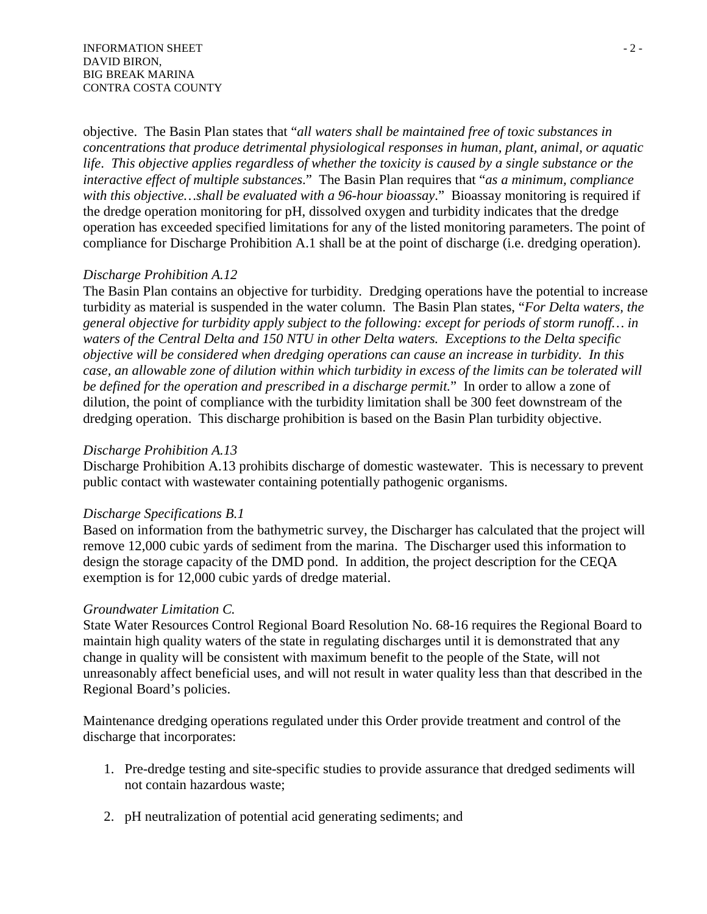objective. The Basin Plan states that "*all waters shall be maintained free of toxic substances in concentrations that produce detrimental physiological responses in human, plant, animal, or aquatic life. This objective applies regardless of whether the toxicity is caused by a single substance or the interactive effect of multiple substances*." The Basin Plan requires that "*as a minimum, compliance with this objective…shall be evaluated with a 96-hour bioassay*." Bioassay monitoring is required if the dredge operation monitoring for pH, dissolved oxygen and turbidity indicates that the dredge operation has exceeded specified limitations for any of the listed monitoring parameters. The point of compliance for Discharge Prohibition A.1 shall be at the point of discharge (i.e. dredging operation).

*Discharge Prohibition A.12*

The Basin Plan contains an objective for turbidity. Dredging operations have the potential to increase turbidity as material is suspended in the water column. The Basin Plan states, "*For Delta waters, the general objective for turbidity apply subject to the following: except for periods of storm runoff… in waters of the Central Delta and 150 NTU in other Delta waters. Exceptions to the Delta specific objective will be considered when dredging operations can cause an increase in turbidity. In this case, an allowable zone of dilution within which turbidity in excess of the limits can be tolerated will be defined for the operation and prescribed in a discharge permit.*" In order to allow a zone of dilution, the point of compliance with the turbidity limitation shall be 300 feet downstream of the dredging operation. This discharge prohibition is based on the Basin Plan turbidity objective.

*Discharge Prohibition A.13*

Discharge Prohibition A.13 prohibits discharge of domestic wastewater. This is necessary to prevent public contact with wastewater containing potentially pathogenic organisms.

*Discharge Specifications B.1*

Based on information from the bathymetric survey, the Discharger has calculated that the project will remove 12,000 cubic yards of sediment from the marina. The Discharger used this information to design the storage capacity of the DMD pond. In addition, the project description for the CEQA exemption is for 12,000 cubic yards of dredge material.

*Groundwater Limitation C.*

State Water Resources Control Regional Board Resolution No. 68-16 requires the Regional Board to maintain high quality waters of the state in regulating discharges until it is demonstrated that any change in quality will be consistent with maximum benefit to the people of the State, will not unreasonably affect beneficial uses, and will not result in water quality less than that described in the Regional Board's policies.

Maintenance dredging operations regulated under this Order provide treatment and control of the discharge that incorporates:

1. Pre-dredge testing and site-specific studies to provide assurance that dredged sediments will not contain hazardous waste;

2. pH neutralization of potential acid generating sediments; and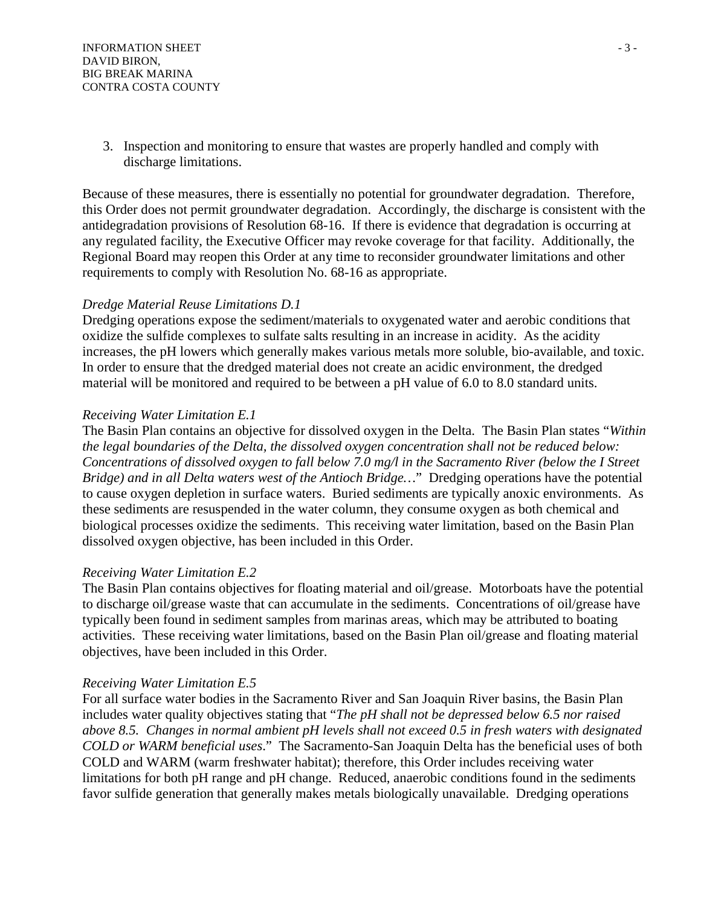3. Inspection and monitoring to ensure that wastes are properly handled and comply with discharge limitations.

Because of these measures, there is essentially no potential for groundwater degradation. Therefore, this Order does not permit groundwater degradation. Accordingly, the discharge is consistent with the antidegradation provisions of Resolution 68-16. If there is evidence that degradation is occurring at any regulated facility, the Executive Officer may revoke coverage for that facility. Additionally, the Regional Board may reopen this Order at any time to reconsider groundwater limitations and other requirements to comply with Resolution No. 68-16 as appropriate.

*Dredge Material Reuse Limitations D.1*

Dredging operations expose the sediment/materials to oxygenated water and aerobic conditions that oxidize the sulfide complexes to sulfate salts resulting in an increase in acidity. As the acidity increases, the pH lowers which generally makes various metals more soluble, bio-available, and toxic. In order to ensure that the dredged material does not create an acidic environment, the dredged material will be monitored and required to be between a pH value of 6.0 to 8.0 standard units.

*Receiving Water Limitation E.1*

The Basin Plan contains an objective for dissolved oxygen in the Delta. The Basin Plan states "*Within the legal boundaries of the Delta, the dissolved oxygen concentration shall not be reduced below: Concentrations of dissolved oxygen to fall below 7.0 mg/l in the Sacramento River (below the I Street Bridge) and in all Delta waters west of the Antioch Bridge…*" Dredging operations have the potential to cause oxygen depletion in surface waters. Buried sediments are typically anoxic environments. As these sediments are resuspended in the water column, they consume oxygen as both chemical and biological processes oxidize the sediments. This receiving water limitation, based on the Basin Plan dissolved oxygen objective, has been included in this Order.

*Receiving Water Limitation E.2*

The Basin Plan contains objectives for floating material and oil/grease. Motorboats have the potential to discharge oil/grease waste that can accumulate in the sediments. Concentrations of oil/grease have typically been found in sediment samples from marinas areas, which may be attributed to boating activities. These receiving water limitations, based on the Basin Plan oil/grease and floating material objectives, have been included in this Order.

*Receiving Water Limitation E.5*

For all surface water bodies in the Sacramento River and San Joaquin River basins, the Basin Plan includes water quality objectives stating that "*The pH shall not be depressed below 6.5 nor raised above 8.5. Changes in normal ambient pH levels shall not exceed 0.5 in fresh waters with designated COLD or WARM beneficial uses*." The Sacramento-San Joaquin Delta has the beneficial uses of both COLD and WARM (warm freshwater habitat); therefore, this Order includes receiving water limitations for both pH range and pH change. Reduced, anaerobic conditions found in the sediments favor sulfide generation that generally makes metals biologically unavailable. Dredging operations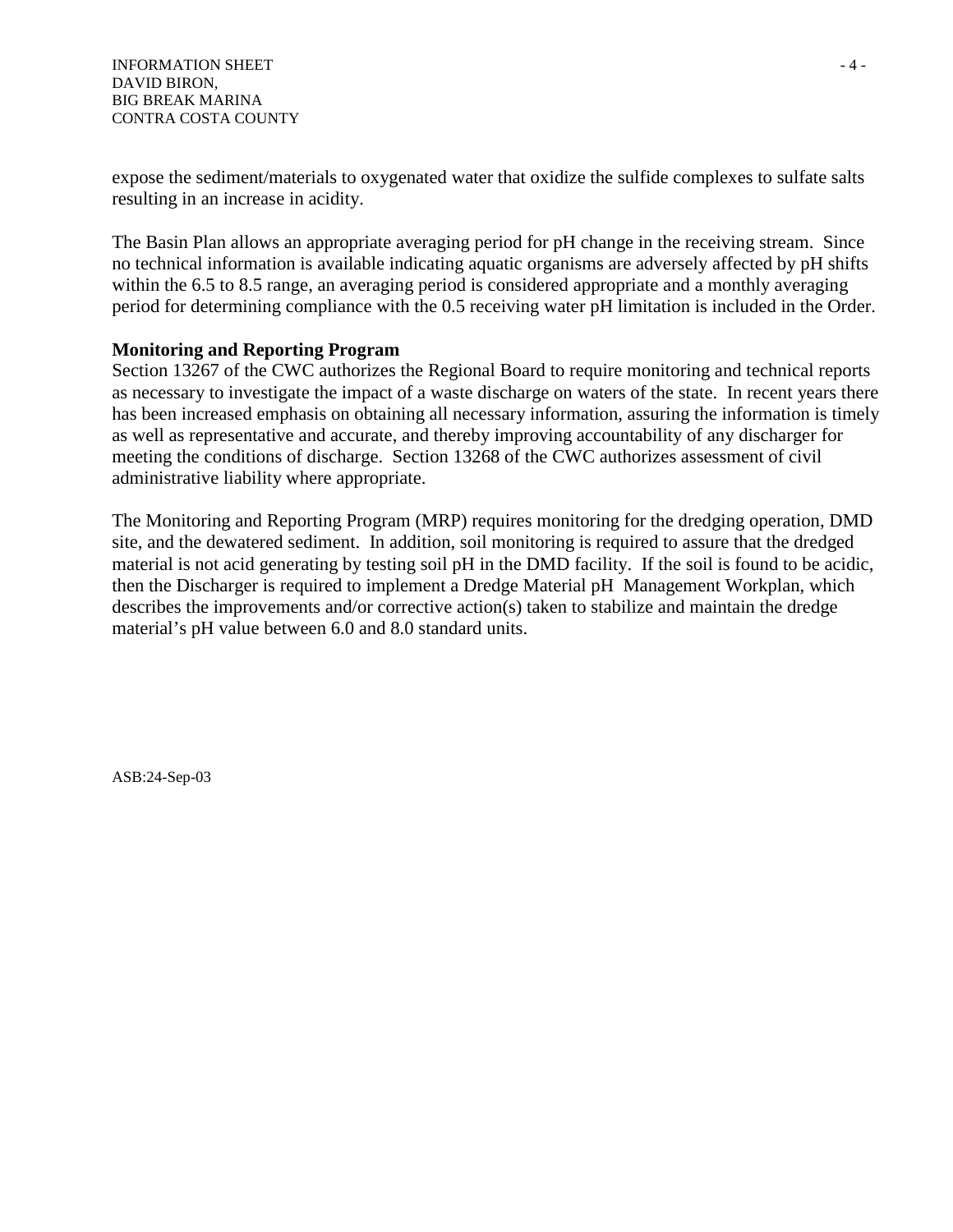expose the sediment/materials to oxygenated water that oxidize the sulfide complexes to sulfate salts resulting in an increase in acidity.

The Basin Plan allows an appropriate averaging period for pH change in the receiving stream. Since no technical information is available indicating aquatic organisms are adversely affected by pH shifts within the 6.5 to 8.5 range, an averaging period is considered appropriate and a monthly averaging period for determining compliance with the 0.5 receiving water pH limitation is included in the Order.

**Monitoring and Reporting Program**

Section 13267 of the CWC authorizes the Regional Board to require monitoring and technical reports as necessary to investigate the impact of a waste discharge on waters of the state. In recent years there has been increased emphasis on obtaining all necessary information, assuring the information is timely as well as representative and accurate, and thereby improving accountability of any discharger for meeting the conditions of discharge. Section 13268 of the CWC authorizes assessment of civil administrative liability where appropriate.

The Monitoring and Reporting Program (MRP) requires monitoring for the dredging operation, DMD site, and the dewatered sediment. In addition, soil monitoring is required to assure that the dredged material is not acid generating by testing soil pH in the DMD facility. If the soil is found to be acidic, then the Discharger is required to implement a Dredge Material pH Management Workplan, which describes the improvements and/or corrective action(s) taken to stabilize and maintain the dredge material's pH value between 6.0 and 8.0 standard units.

ASB:24-Sep-03